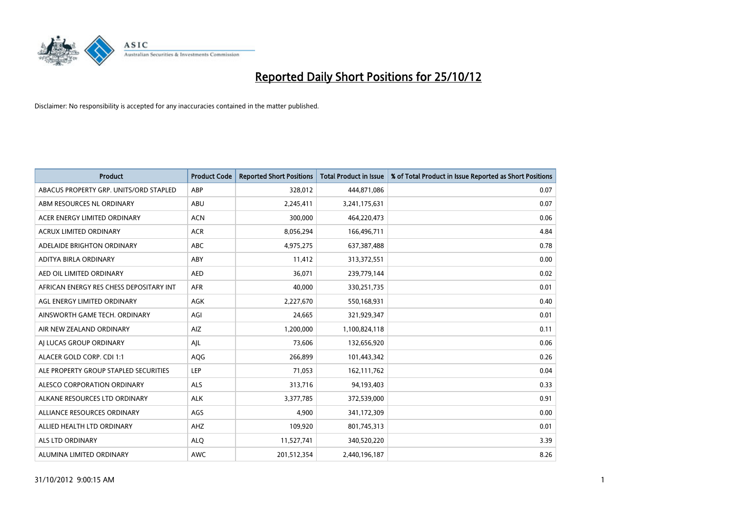# Reported Daily Short Positions for 25/10/12

Disclaimer: No responsibility is accepted for any inaccuracies contained in the matter published.

| Product | Product Code | Reported Short Positions | Total Product in Issue | % of Total Product in Issue Reported as Short Positions |
|---|---|---|---|---|
| ABACUS PROPERTY GRP. UNITS/ORD STAPLED | ABP | 328,012 | 444,871,086 | 0.07 |
| ABM RESOURCES NL ORDINARY | ABU | 2,245,411 | 3,241,175,631 | 0.07 |
| ACER ENERGY LIMITED ORDINARY | ACN | 300,000 | 464,220,473 | 0.06 |
| ACRUX LIMITED ORDINARY | ACR | 8,056,294 | 166,496,711 | 4.84 |
| ADELAIDE BRIGHTON ORDINARY | ABC | 4,975,275 | 637,387,488 | 0.78 |
| ADITYA BIRLA ORDINARY | ABY | 11,412 | 313,372,551 | 0.00 |
| AED OIL LIMITED ORDINARY | AED | 36,071 | 239,779,144 | 0.02 |
| AFRICAN ENERGY RES CHESS DEPOSITARY INT | AFR | 40,000 | 330,251,735 | 0.01 |
| AGL ENERGY LIMITED ORDINARY | AGK | 2,227,670 | 550,168,931 | 0.40 |
| AINSWORTH GAME TECH. ORDINARY | AGI | 24,665 | 321,929,347 | 0.01 |
| AIR NEW ZEALAND ORDINARY | AIZ | 1,200,000 | 1,100,824,118 | 0.11 |
| AJ LUCAS GROUP ORDINARY | AJL | 73,606 | 132,656,920 | 0.06 |
| ALACER GOLD CORP. CDI 1:1 | AQG | 266,899 | 101,443,342 | 0.26 |
| ALE PROPERTY GROUP STAPLED SECURITIES | LEP | 71,053 | 162,111,762 | 0.04 |
| ALESCO CORPORATION ORDINARY | ALS | 313,716 | 94,193,403 | 0.33 |
| ALKANE RESOURCES LTD ORDINARY | ALK | 3,377,785 | 372,539,000 | 0.91 |
| ALLIANCE RESOURCES ORDINARY | AGS | 4,900 | 341,172,309 | 0.00 |
| ALLIED HEALTH LTD ORDINARY | AHZ | 109,920 | 801,745,313 | 0.01 |
| ALS LTD ORDINARY | ALQ | 11,527,741 | 340,520,220 | 3.39 |
| ALUMINA LIMITED ORDINARY | AWC | 201,512,354 | 2,440,196,187 | 8.26 |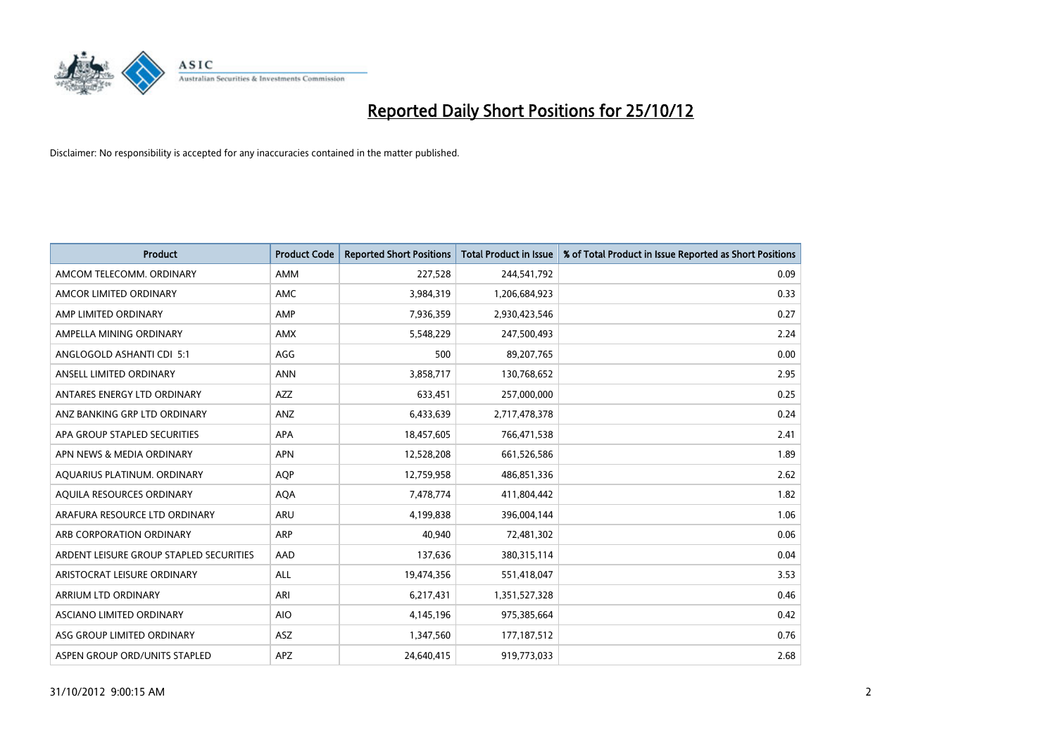# Reported Daily Short Positions for 25/10/12

Disclaimer: No responsibility is accepted for any inaccuracies contained in the matter published.

| Product | Product Code | Reported Short Positions | Total Product in Issue | % of Total Product in Issue Reported as Short Positions |
|---|---|---|---|---|
| AMCOM TELECOMM. ORDINARY | AMM | 227,528 | 244,541,792 | 0.09 |
| AMCOR LIMITED ORDINARY | AMC | 3,984,319 | 1,206,684,923 | 0.33 |
| AMP LIMITED ORDINARY | AMP | 7,936,359 | 2,930,423,546 | 0.27 |
| AMPELLA MINING ORDINARY | AMX | 5,548,229 | 247,500,493 | 2.24 |
| ANGLOGOLD ASHANTI CDI 5:1 | AGG | 500 | 89,207,765 | 0.00 |
| ANSELL LIMITED ORDINARY | ANN | 3,858,717 | 130,768,652 | 2.95 |
| ANTARES ENERGY LTD ORDINARY | AZZ | 633,451 | 257,000,000 | 0.25 |
| ANZ BANKING GRP LTD ORDINARY | ANZ | 6,433,639 | 2,717,478,378 | 0.24 |
| APA GROUP STAPLED SECURITIES | APA | 18,457,605 | 766,471,538 | 2.41 |
| APN NEWS & MEDIA ORDINARY | APN | 12,528,208 | 661,526,586 | 1.89 |
| AQUARIUS PLATINUM. ORDINARY | AQP | 12,759,958 | 486,851,336 | 2.62 |
| AQUILA RESOURCES ORDINARY | AQA | 7,478,774 | 411,804,442 | 1.82 |
| ARAFURA RESOURCE LTD ORDINARY | ARU | 4,199,838 | 396,004,144 | 1.06 |
| ARB CORPORATION ORDINARY | ARP | 40,940 | 72,481,302 | 0.06 |
| ARDENT LEISURE GROUP STAPLED SECURITIES | AAD | 137,636 | 380,315,114 | 0.04 |
| ARISTOCRAT LEISURE ORDINARY | ALL | 19,474,356 | 551,418,047 | 3.53 |
| ARRIUM LTD ORDINARY | ARI | 6,217,431 | 1,351,527,328 | 0.46 |
| ASCIANO LIMITED ORDINARY | AIO | 4,145,196 | 975,385,664 | 0.42 |
| ASG GROUP LIMITED ORDINARY | ASZ | 1,347,560 | 177,187,512 | 0.76 |
| ASPEN GROUP ORD/UNITS STAPLED | APZ | 24,640,415 | 919,773,033 | 2.68 |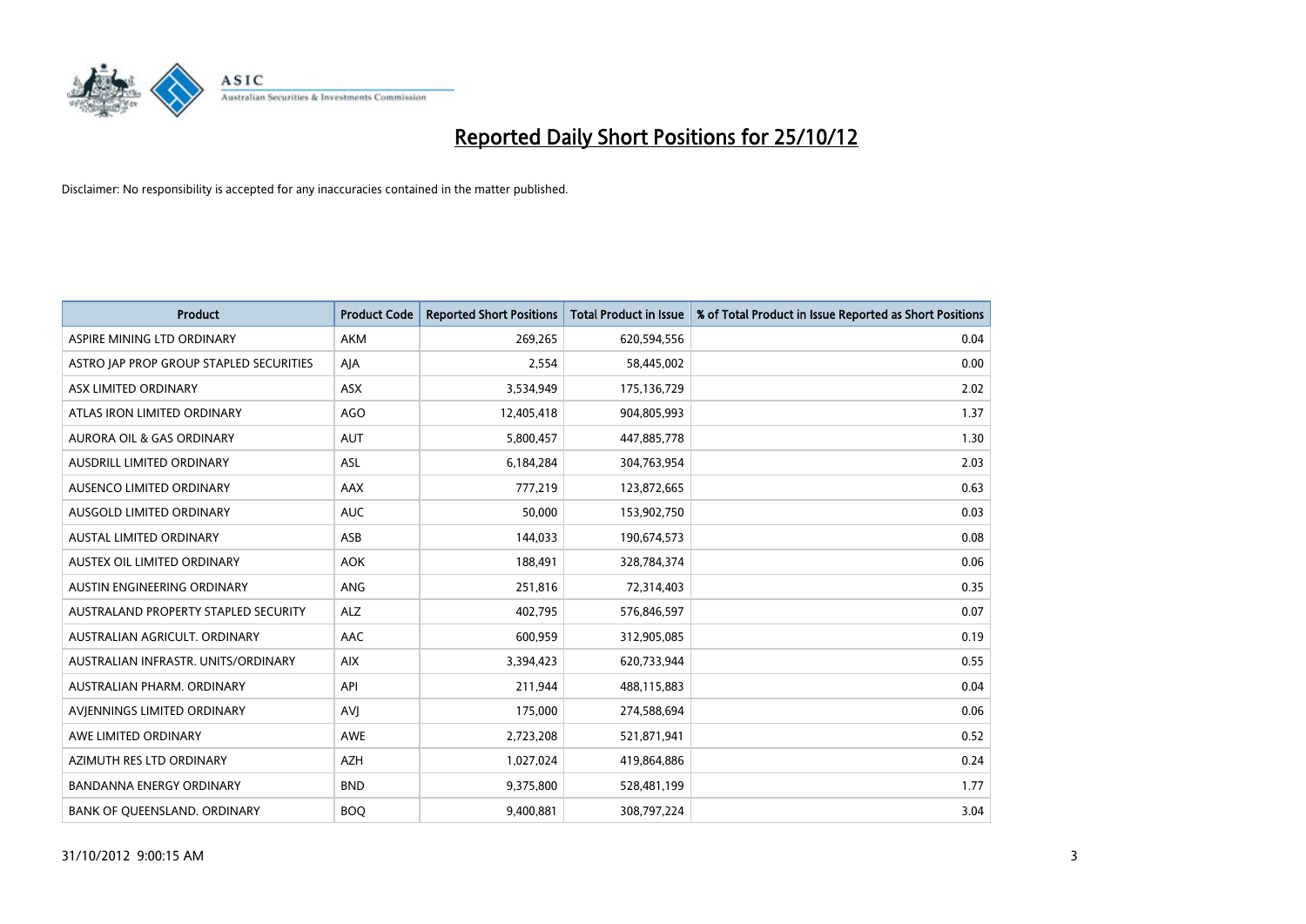# Reported Daily Short Positions for 25/10/12

Disclaimer: No responsibility is accepted for any inaccuracies contained in the matter published.

| Product | Product Code | Reported Short Positions | Total Product in Issue | % of Total Product in Issue Reported as Short Positions |
|---|---|---|---|---|
| ASPIRE MINING LTD ORDINARY | AKM | 269,265 | 620,594,556 | 0.04 |
| ASTRO JAP PROP GROUP STAPLED SECURITIES | AJA | 2,554 | 58,445,002 | 0.00 |
| ASX LIMITED ORDINARY | ASX | 3,534,949 | 175,136,729 | 2.02 |
| ATLAS IRON LIMITED ORDINARY | AGO | 12,405,418 | 904,805,993 | 1.37 |
| AURORA OIL & GAS ORDINARY | AUT | 5,800,457 | 447,885,778 | 1.30 |
| AUSDRILL LIMITED ORDINARY | ASL | 6,184,284 | 304,763,954 | 2.03 |
| AUSENCO LIMITED ORDINARY | AAX | 777,219 | 123,872,665 | 0.63 |
| AUSGOLD LIMITED ORDINARY | AUC | 50,000 | 153,902,750 | 0.03 |
| AUSTAL LIMITED ORDINARY | ASB | 144,033 | 190,674,573 | 0.08 |
| AUSTEX OIL LIMITED ORDINARY | AOK | 188,491 | 328,784,374 | 0.06 |
| AUSTIN ENGINEERING ORDINARY | ANG | 251,816 | 72,314,403 | 0.35 |
| AUSTRALAND PROPERTY STAPLED SECURITY | ALZ | 402,795 | 576,846,597 | 0.07 |
| AUSTRALIAN AGRICULT. ORDINARY | AAC | 600,959 | 312,905,085 | 0.19 |
| AUSTRALIAN INFRASTR. UNITS/ORDINARY | AIX | 3,394,423 | 620,733,944 | 0.55 |
| AUSTRALIAN PHARM. ORDINARY | API | 211,944 | 488,115,883 | 0.04 |
| AVJENNINGS LIMITED ORDINARY | AVJ | 175,000 | 274,588,694 | 0.06 |
| AWE LIMITED ORDINARY | AWE | 2,723,208 | 521,871,941 | 0.52 |
| AZIMUTH RES LTD ORDINARY | AZH | 1,027,024 | 419,864,886 | 0.24 |
| BANDANNA ENERGY ORDINARY | BND | 9,375,800 | 528,481,199 | 1.77 |
| BANK OF QUEENSLAND. ORDINARY | BOQ | 9,400,881 | 308,797,224 | 3.04 |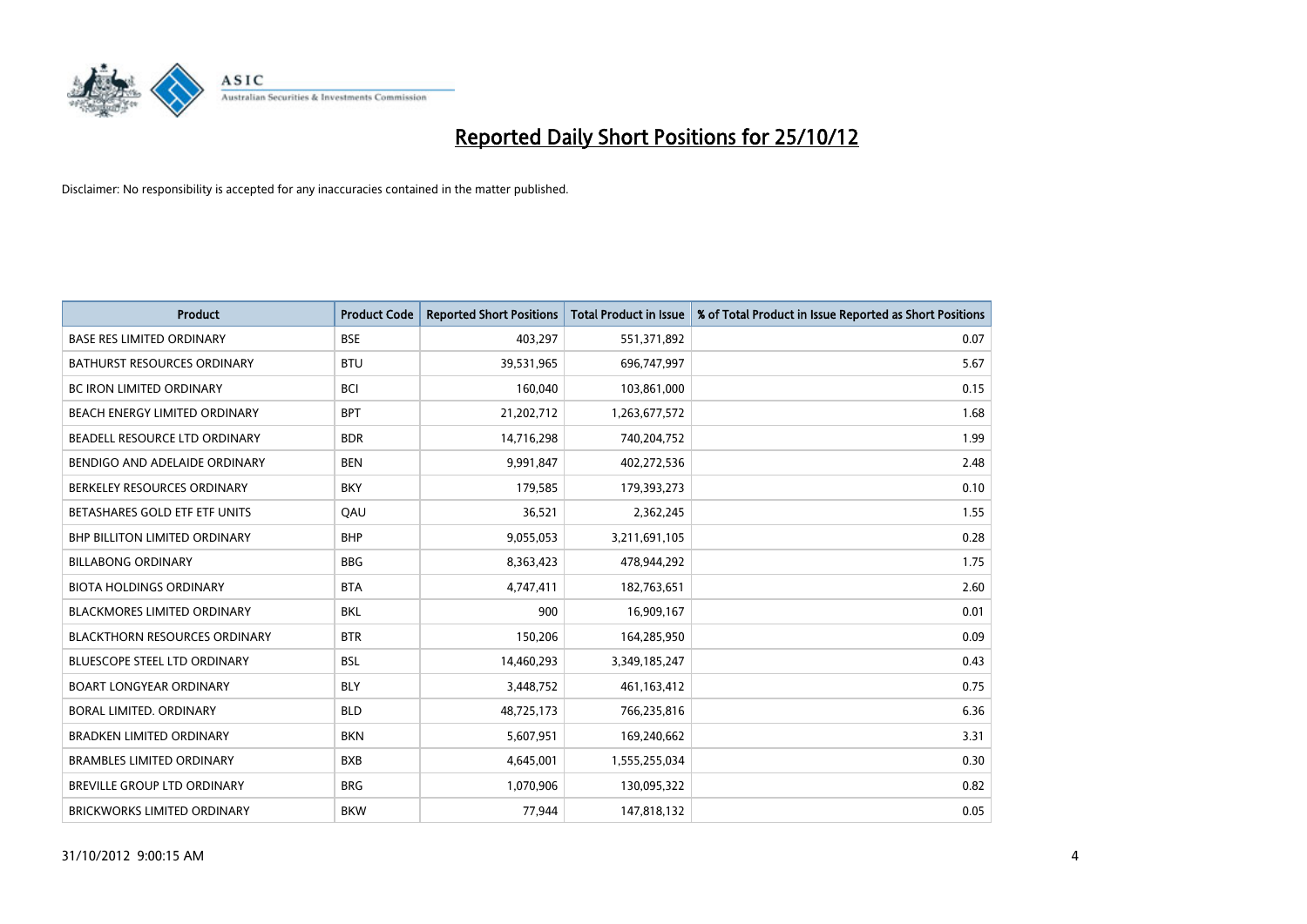# Reported Daily Short Positions for 25/10/12

Disclaimer: No responsibility is accepted for any inaccuracies contained in the matter published.

| Product | Product Code | Reported Short Positions | Total Product in Issue | % of Total Product in Issue Reported as Short Positions |
| --- | --- | --- | --- | --- |
| BASE RES LIMITED ORDINARY | BSE | 403,297 | 551,371,892 | 0.07 |
| BATHURST RESOURCES ORDINARY | BTU | 39,531,965 | 696,747,997 | 5.67 |
| BC IRON LIMITED ORDINARY | BCI | 160,040 | 103,861,000 | 0.15 |
| BEACH ENERGY LIMITED ORDINARY | BPT | 21,202,712 | 1,263,677,572 | 1.68 |
| BEADELL RESOURCE LTD ORDINARY | BDR | 14,716,298 | 740,204,752 | 1.99 |
| BENDIGO AND ADELAIDE ORDINARY | BEN | 9,991,847 | 402,272,536 | 2.48 |
| BERKELEY RESOURCES ORDINARY | BKY | 179,585 | 179,393,273 | 0.10 |
| BETASHARES GOLD ETF ETF UNITS | QAU | 36,521 | 2,362,245 | 1.55 |
| BHP BILLITON LIMITED ORDINARY | BHP | 9,055,053 | 3,211,691,105 | 0.28 |
| BILLABONG ORDINARY | BBG | 8,363,423 | 478,944,292 | 1.75 |
| BIOTA HOLDINGS ORDINARY | BTA | 4,747,411 | 182,763,651 | 2.60 |
| BLACKMORES LIMITED ORDINARY | BKL | 900 | 16,909,167 | 0.01 |
| BLACKTHORN RESOURCES ORDINARY | BTR | 150,206 | 164,285,950 | 0.09 |
| BLUESCOPE STEEL LTD ORDINARY | BSL | 14,460,293 | 3,349,185,247 | 0.43 |
| BOART LONGYEAR ORDINARY | BLY | 3,448,752 | 461,163,412 | 0.75 |
| BORAL LIMITED. ORDINARY | BLD | 48,725,173 | 766,235,816 | 6.36 |
| BRADKEN LIMITED ORDINARY | BKN | 5,607,951 | 169,240,662 | 3.31 |
| BRAMBLES LIMITED ORDINARY | BXB | 4,645,001 | 1,555,255,034 | 0.30 |
| BREVILLE GROUP LTD ORDINARY | BRG | 1,070,906 | 130,095,322 | 0.82 |
| BRICKWORKS LIMITED ORDINARY | BKW | 77,944 | 147,818,132 | 0.05 |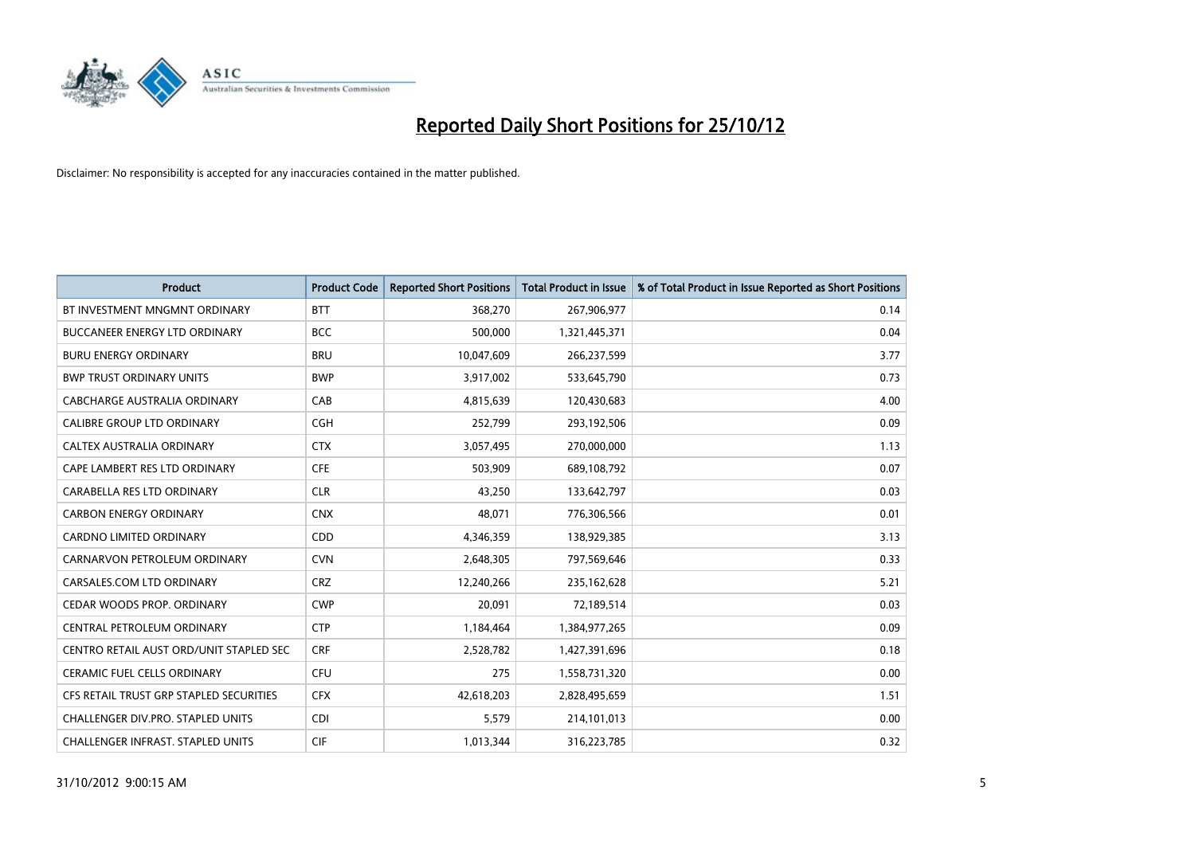# Reported Daily Short Positions for 25/10/12

Disclaimer: No responsibility is accepted for any inaccuracies contained in the matter published.

| Product | Product Code | Reported Short Positions | Total Product in Issue | % of Total Product in Issue Reported as Short Positions |
|---|---|---|---|---|
| BT INVESTMENT MNGMNT ORDINARY | BTT | 368,270 | 267,906,977 | 0.14 |
| BUCCANEER ENERGY LTD ORDINARY | BCC | 500,000 | 1,321,445,371 | 0.04 |
| BURU ENERGY ORDINARY | BRU | 10,047,609 | 266,237,599 | 3.77 |
| BWP TRUST ORDINARY UNITS | BWP | 3,917,002 | 533,645,790 | 0.73 |
| CABCHARGE AUSTRALIA ORDINARY | CAB | 4,815,639 | 120,430,683 | 4.00 |
| CALIBRE GROUP LTD ORDINARY | CGH | 252,799 | 293,192,506 | 0.09 |
| CALTEX AUSTRALIA ORDINARY | CTX | 3,057,495 | 270,000,000 | 1.13 |
| CAPE LAMBERT RES LTD ORDINARY | CFE | 503,909 | 689,108,792 | 0.07 |
| CARABELLA RES LTD ORDINARY | CLR | 43,250 | 133,642,797 | 0.03 |
| CARBON ENERGY ORDINARY | CNX | 48,071 | 776,306,566 | 0.01 |
| CARDNO LIMITED ORDINARY | CDD | 4,346,359 | 138,929,385 | 3.13 |
| CARNARVON PETROLEUM ORDINARY | CVN | 2,648,305 | 797,569,646 | 0.33 |
| CARSALES.COM LTD ORDINARY | CRZ | 12,240,266 | 235,162,628 | 5.21 |
| CEDAR WOODS PROP. ORDINARY | CWP | 20,091 | 72,189,514 | 0.03 |
| CENTRAL PETROLEUM ORDINARY | CTP | 1,184,464 | 1,384,977,265 | 0.09 |
| CENTRO RETAIL AUST ORD/UNIT STAPLED SEC | CRF | 2,528,782 | 1,427,391,696 | 0.18 |
| CERAMIC FUEL CELLS ORDINARY | CFU | 275 | 1,558,731,320 | 0.00 |
| CFS RETAIL TRUST GRP STAPLED SECURITIES | CFX | 42,618,203 | 2,828,495,659 | 1.51 |
| CHALLENGER DIV.PRO. STAPLED UNITS | CDI | 5,579 | 214,101,013 | 0.00 |
| CHALLENGER INFRAST. STAPLED UNITS | CIF | 1,013,344 | 316,223,785 | 0.32 |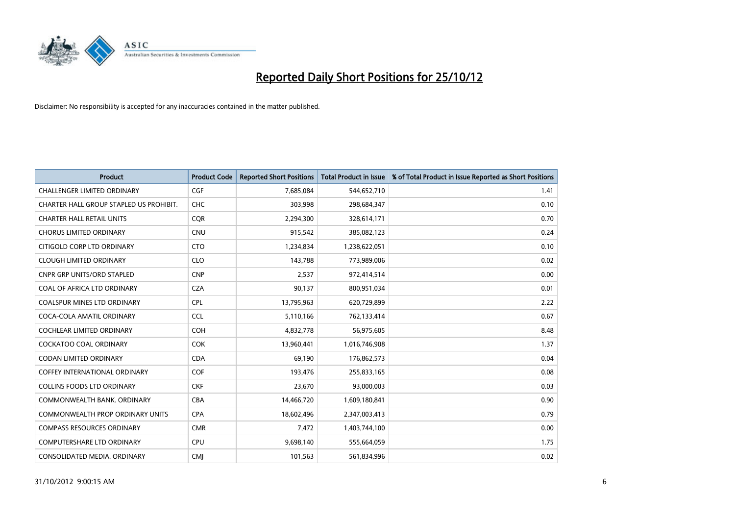# Reported Daily Short Positions for 25/10/12

Disclaimer: No responsibility is accepted for any inaccuracies contained in the matter published.

| Product | Product Code | Reported Short Positions | Total Product in Issue | % of Total Product in Issue Reported as Short Positions |
|---|---|---|---|---|
| CHALLENGER LIMITED ORDINARY | CGF | 7,685,084 | 544,652,710 | 1.41 |
| CHARTER HALL GROUP STAPLED US PROHIBIT. | CHC | 303,998 | 298,684,347 | 0.10 |
| CHARTER HALL RETAIL UNITS | CQR | 2,294,300 | 328,614,171 | 0.70 |
| CHORUS LIMITED ORDINARY | CNU | 915,542 | 385,082,123 | 0.24 |
| CITIGOLD CORP LTD ORDINARY | CTO | 1,234,834 | 1,238,622,051 | 0.10 |
| CLOUGH LIMITED ORDINARY | CLO | 143,788 | 773,989,006 | 0.02 |
| CNPR GRP UNITS/ORD STAPLED | CNP | 2,537 | 972,414,514 | 0.00 |
| COAL OF AFRICA LTD ORDINARY | CZA | 90,137 | 800,951,034 | 0.01 |
| COALSPUR MINES LTD ORDINARY | CPL | 13,795,963 | 620,729,899 | 2.22 |
| COCA-COLA AMATIL ORDINARY | CCL | 5,110,166 | 762,133,414 | 0.67 |
| COCHLEAR LIMITED ORDINARY | COH | 4,832,778 | 56,975,605 | 8.48 |
| COCKATOO COAL ORDINARY | COK | 13,960,441 | 1,016,746,908 | 1.37 |
| CODAN LIMITED ORDINARY | CDA | 69,190 | 176,862,573 | 0.04 |
| COFFEY INTERNATIONAL ORDINARY | COF | 193,476 | 255,833,165 | 0.08 |
| COLLINS FOODS LTD ORDINARY | CKF | 23,670 | 93,000,003 | 0.03 |
| COMMONWEALTH BANK. ORDINARY | CBA | 14,466,720 | 1,609,180,841 | 0.90 |
| COMMONWEALTH PROP ORDINARY UNITS | CPA | 18,602,496 | 2,347,003,413 | 0.79 |
| COMPASS RESOURCES ORDINARY | CMR | 7,472 | 1,403,744,100 | 0.00 |
| COMPUTERSHARE LTD ORDINARY | CPU | 9,698,140 | 555,664,059 | 1.75 |
| CONSOLIDATED MEDIA. ORDINARY | CMJ | 101,563 | 561,834,996 | 0.02 |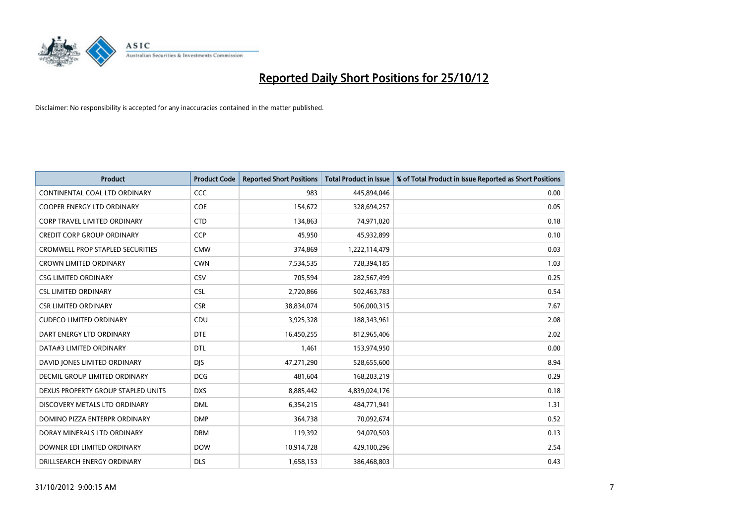# Reported Daily Short Positions for 25/10/12

Disclaimer: No responsibility is accepted for any inaccuracies contained in the matter published.

| Product | Product Code | Reported Short Positions | Total Product in Issue | % of Total Product in Issue Reported as Short Positions |
|---|---|---|---|---|
| CONTINENTAL COAL LTD ORDINARY | CCC | 983 | 445,894,046 | 0.00 |
| COOPER ENERGY LTD ORDINARY | COE | 154,672 | 328,694,257 | 0.05 |
| CORP TRAVEL LIMITED ORDINARY | CTD | 134,863 | 74,971,020 | 0.18 |
| CREDIT CORP GROUP ORDINARY | CCP | 45,950 | 45,932,899 | 0.10 |
| CROMWELL PROP STAPLED SECURITIES | CMW | 374,869 | 1,222,114,479 | 0.03 |
| CROWN LIMITED ORDINARY | CWN | 7,534,535 | 728,394,185 | 1.03 |
| CSG LIMITED ORDINARY | CSV | 705,594 | 282,567,499 | 0.25 |
| CSL LIMITED ORDINARY | CSL | 2,720,866 | 502,463,783 | 0.54 |
| CSR LIMITED ORDINARY | CSR | 38,834,074 | 506,000,315 | 7.67 |
| CUDECO LIMITED ORDINARY | CDU | 3,925,328 | 188,343,961 | 2.08 |
| DART ENERGY LTD ORDINARY | DTE | 16,450,255 | 812,965,406 | 2.02 |
| DATA#3 LIMITED ORDINARY | DTL | 1,461 | 153,974,950 | 0.00 |
| DAVID JONES LIMITED ORDINARY | DJS | 47,271,290 | 528,655,600 | 8.94 |
| DECMIL GROUP LIMITED ORDINARY | DCG | 481,604 | 168,203,219 | 0.29 |
| DEXUS PROPERTY GROUP STAPLED UNITS | DXS | 8,885,442 | 4,839,024,176 | 0.18 |
| DISCOVERY METALS LTD ORDINARY | DML | 6,354,215 | 484,771,941 | 1.31 |
| DOMINO PIZZA ENTERPR ORDINARY | DMP | 364,738 | 70,092,674 | 0.52 |
| DORAY MINERALS LTD ORDINARY | DRM | 119,392 | 94,070,503 | 0.13 |
| DOWNER EDI LIMITED ORDINARY | DOW | 10,914,728 | 429,100,296 | 2.54 |
| DRILLSEARCH ENERGY ORDINARY | DLS | 1,658,153 | 386,468,803 | 0.43 |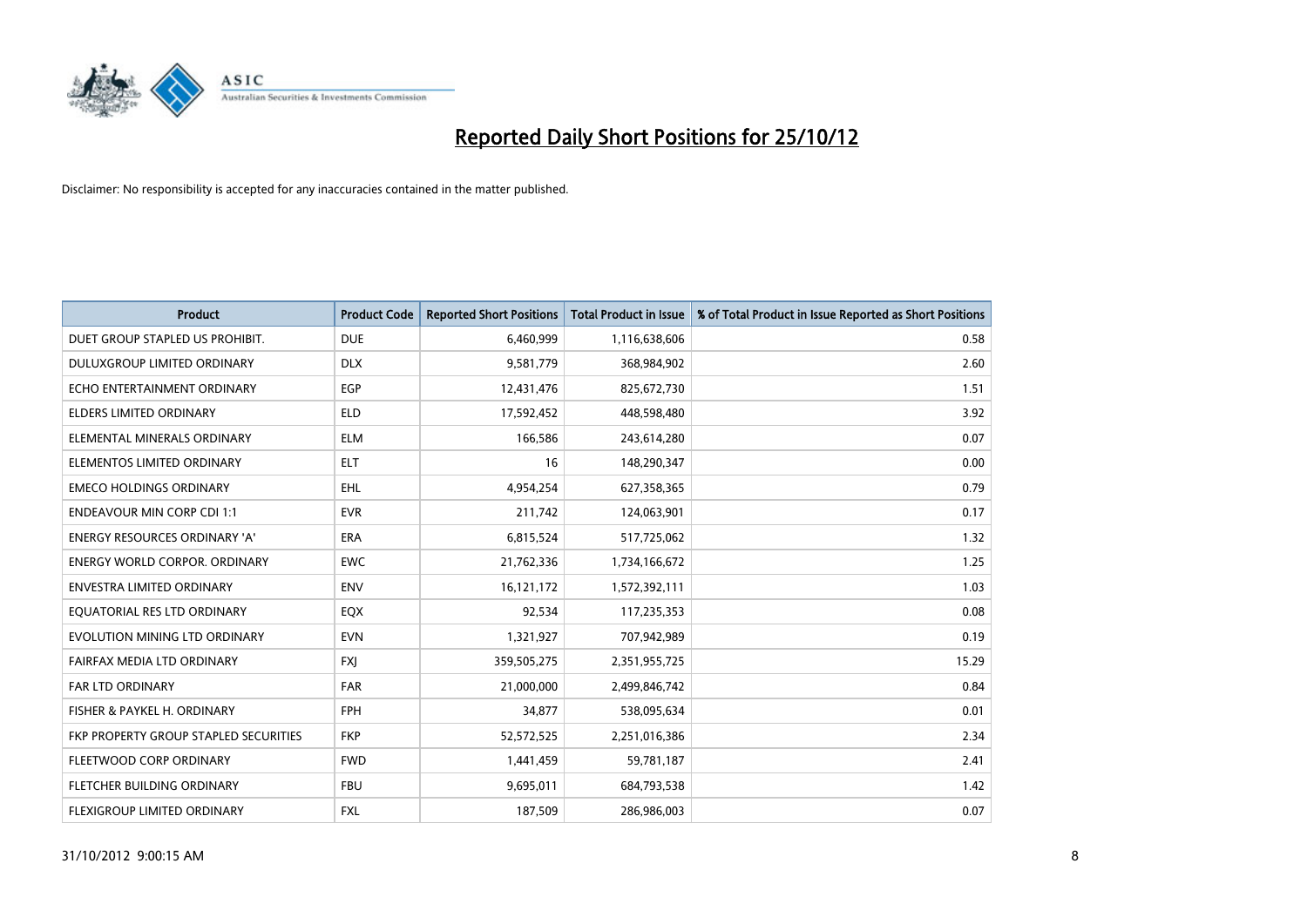# Reported Daily Short Positions for 25/10/12

Disclaimer: No responsibility is accepted for any inaccuracies contained in the matter published.

| Product | Product Code | Reported Short Positions | Total Product in Issue | % of Total Product in Issue Reported as Short Positions |
|---|---|---|---|---|
| DUET GROUP STAPLED US PROHIBIT. | DUE | 6,460,999 | 1,116,638,606 | 0.58 |
| DULUXGROUP LIMITED ORDINARY | DLX | 9,581,779 | 368,984,902 | 2.60 |
| ECHO ENTERTAINMENT ORDINARY | EGP | 12,431,476 | 825,672,730 | 1.51 |
| ELDERS LIMITED ORDINARY | ELD | 17,592,452 | 448,598,480 | 3.92 |
| ELEMENTAL MINERALS ORDINARY | ELM | 166,586 | 243,614,280 | 0.07 |
| ELEMENTOS LIMITED ORDINARY | ELT | 16 | 148,290,347 | 0.00 |
| EMECO HOLDINGS ORDINARY | EHL | 4,954,254 | 627,358,365 | 0.79 |
| ENDEAVOUR MIN CORP CDI 1:1 | EVR | 211,742 | 124,063,901 | 0.17 |
| ENERGY RESOURCES ORDINARY 'A' | ERA | 6,815,524 | 517,725,062 | 1.32 |
| ENERGY WORLD CORPOR. ORDINARY | EWC | 21,762,336 | 1,734,166,672 | 1.25 |
| ENVESTRA LIMITED ORDINARY | ENV | 16,121,172 | 1,572,392,111 | 1.03 |
| EQUATORIAL RES LTD ORDINARY | EQX | 92,534 | 117,235,353 | 0.08 |
| EVOLUTION MINING LTD ORDINARY | EVN | 1,321,927 | 707,942,989 | 0.19 |
| FAIRFAX MEDIA LTD ORDINARY | FXJ | 359,505,275 | 2,351,955,725 | 15.29 |
| FAR LTD ORDINARY | FAR | 21,000,000 | 2,499,846,742 | 0.84 |
| FISHER & PAYKEL H. ORDINARY | FPH | 34,877 | 538,095,634 | 0.01 |
| FKP PROPERTY GROUP STAPLED SECURITIES | FKP | 52,572,525 | 2,251,016,386 | 2.34 |
| FLEETWOOD CORP ORDINARY | FWD | 1,441,459 | 59,781,187 | 2.41 |
| FLETCHER BUILDING ORDINARY | FBU | 9,695,011 | 684,793,538 | 1.42 |
| FLEXIGROUP LIMITED ORDINARY | FXL | 187,509 | 286,986,003 | 0.07 |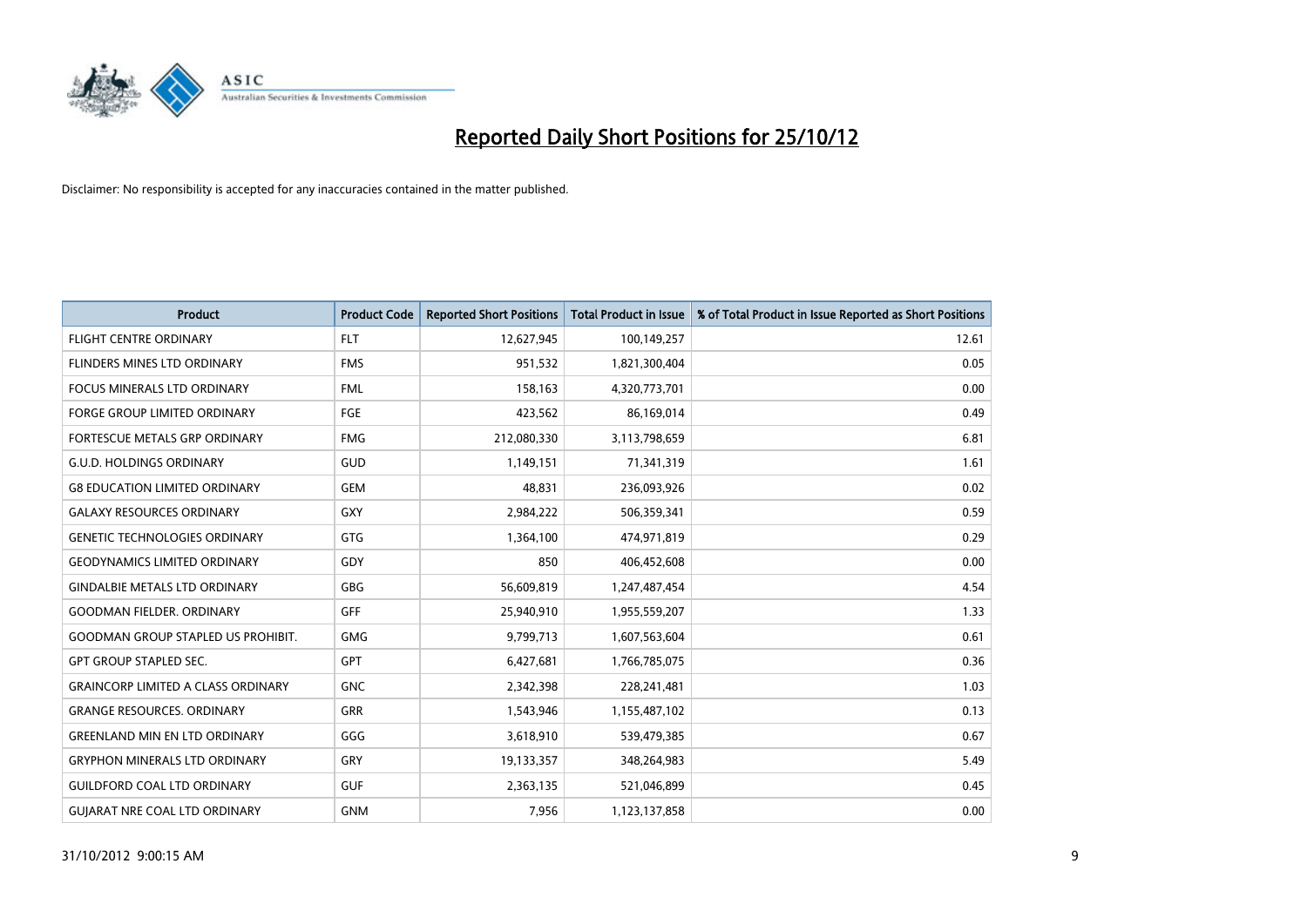# Reported Daily Short Positions for 25/10/12

Disclaimer: No responsibility is accepted for any inaccuracies contained in the matter published.

| Product | Product Code | Reported Short Positions | Total Product in Issue | % of Total Product in Issue Reported as Short Positions |
|---|---|---|---|---|
| FLIGHT CENTRE ORDINARY | FLT | 12,627,945 | 100,149,257 | 12.61 |
| FLINDERS MINES LTD ORDINARY | FMS | 951,532 | 1,821,300,404 | 0.05 |
| FOCUS MINERALS LTD ORDINARY | FML | 158,163 | 4,320,773,701 | 0.00 |
| FORGE GROUP LIMITED ORDINARY | FGE | 423,562 | 86,169,014 | 0.49 |
| FORTESCUE METALS GRP ORDINARY | FMG | 212,080,330 | 3,113,798,659 | 6.81 |
| G.U.D. HOLDINGS ORDINARY | GUD | 1,149,151 | 71,341,319 | 1.61 |
| G8 EDUCATION LIMITED ORDINARY | GEM | 48,831 | 236,093,926 | 0.02 |
| GALAXY RESOURCES ORDINARY | GXY | 2,984,222 | 506,359,341 | 0.59 |
| GENETIC TECHNOLOGIES ORDINARY | GTG | 1,364,100 | 474,971,819 | 0.29 |
| GEODYNAMICS LIMITED ORDINARY | GDY | 850 | 406,452,608 | 0.00 |
| GINDALBIE METALS LTD ORDINARY | GBG | 56,609,819 | 1,247,487,454 | 4.54 |
| GOODMAN FIELDER. ORDINARY | GFF | 25,940,910 | 1,955,559,207 | 1.33 |
| GOODMAN GROUP STAPLED US PROHIBIT. | GMG | 9,799,713 | 1,607,563,604 | 0.61 |
| GPT GROUP STAPLED SEC. | GPT | 6,427,681 | 1,766,785,075 | 0.36 |
| GRAINCORP LIMITED A CLASS ORDINARY | GNC | 2,342,398 | 228,241,481 | 1.03 |
| GRANGE RESOURCES. ORDINARY | GRR | 1,543,946 | 1,155,487,102 | 0.13 |
| GREENLAND MIN EN LTD ORDINARY | GGG | 3,618,910 | 539,479,385 | 0.67 |
| GRYPHON MINERALS LTD ORDINARY | GRY | 19,133,357 | 348,264,983 | 5.49 |
| GUILDFORD COAL LTD ORDINARY | GUF | 2,363,135 | 521,046,899 | 0.45 |
| GUJARAT NRE COAL LTD ORDINARY | GNM | 7,956 | 1,123,137,858 | 0.00 |

31/10/2012 9:00:15 AM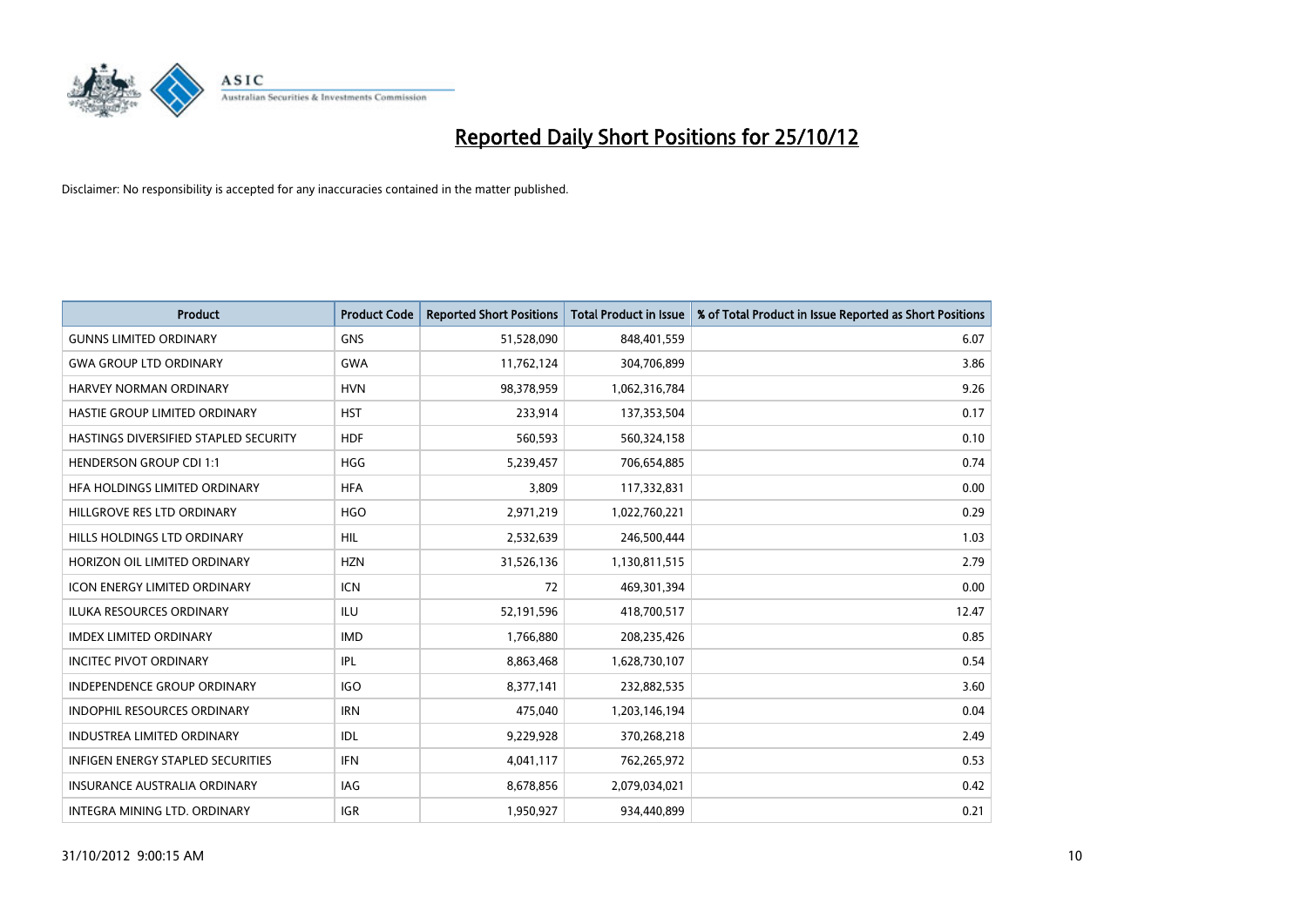# Reported Daily Short Positions for 25/10/12

Disclaimer: No responsibility is accepted for any inaccuracies contained in the matter published.

| Product | Product Code | Reported Short Positions | Total Product in Issue | % of Total Product in Issue Reported as Short Positions |
|---|---|---|---|---|
| GUNNS LIMITED ORDINARY | GNS | 51,528,090 | 848,401,559 | 6.07 |
| GWA GROUP LTD ORDINARY | GWA | 11,762,124 | 304,706,899 | 3.86 |
| HARVEY NORMAN ORDINARY | HVN | 98,378,959 | 1,062,316,784 | 9.26 |
| HASTIE GROUP LIMITED ORDINARY | HST | 233,914 | 137,353,504 | 0.17 |
| HASTINGS DIVERSIFIED STAPLED SECURITY | HDF | 560,593 | 560,324,158 | 0.10 |
| HENDERSON GROUP CDI 1:1 | HGG | 5,239,457 | 706,654,885 | 0.74 |
| HFA HOLDINGS LIMITED ORDINARY | HFA | 3,809 | 117,332,831 | 0.00 |
| HILLGROVE RES LTD ORDINARY | HGO | 2,971,219 | 1,022,760,221 | 0.29 |
| HILLS HOLDINGS LTD ORDINARY | HIL | 2,532,639 | 246,500,444 | 1.03 |
| HORIZON OIL LIMITED ORDINARY | HZN | 31,526,136 | 1,130,811,515 | 2.79 |
| ICON ENERGY LIMITED ORDINARY | ICN | 72 | 469,301,394 | 0.00 |
| ILUKA RESOURCES ORDINARY | ILU | 52,191,596 | 418,700,517 | 12.47 |
| IMDEX LIMITED ORDINARY | IMD | 1,766,880 | 208,235,426 | 0.85 |
| INCITEC PIVOT ORDINARY | IPL | 8,863,468 | 1,628,730,107 | 0.54 |
| INDEPENDENCE GROUP ORDINARY | IGO | 8,377,141 | 232,882,535 | 3.60 |
| INDOPHIL RESOURCES ORDINARY | IRN | 475,040 | 1,203,146,194 | 0.04 |
| INDUSTREA LIMITED ORDINARY | IDL | 9,229,928 | 370,268,218 | 2.49 |
| INFIGEN ENERGY STAPLED SECURITIES | IFN | 4,041,117 | 762,265,972 | 0.53 |
| INSURANCE AUSTRALIA ORDINARY | IAG | 8,678,856 | 2,079,034,021 | 0.42 |
| INTEGRA MINING LTD. ORDINARY | IGR | 1,950,927 | 934,440,899 | 0.21 |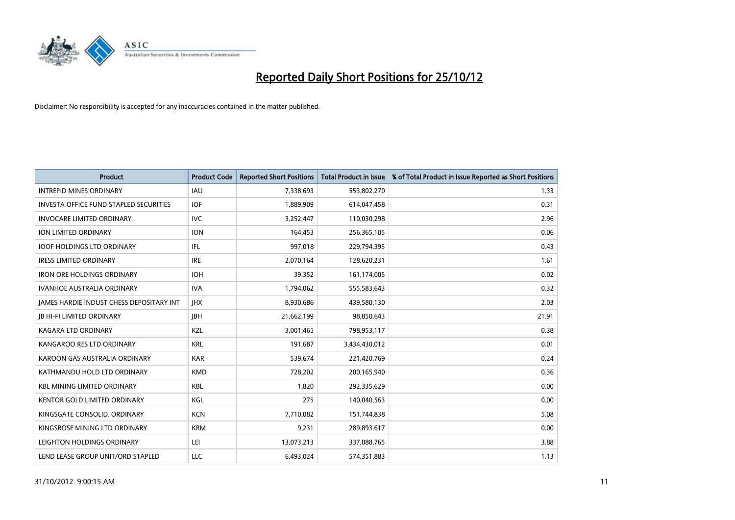# Reported Daily Short Positions for 25/10/12

Disclaimer: No responsibility is accepted for any inaccuracies contained in the matter published.

| Product | Product Code | Reported Short Positions | Total Product in Issue | % of Total Product in Issue Reported as Short Positions |
|---|---|---|---|---|
| INTREPID MINES ORDINARY | IAU | 7,338,693 | 553,802,270 | 1.33 |
| INVESTA OFFICE FUND STAPLED SECURITIES | IOF | 1,889,909 | 614,047,458 | 0.31 |
| INVOCARE LIMITED ORDINARY | IVC | 3,252,447 | 110,030,298 | 2.96 |
| ION LIMITED ORDINARY | ION | 164,453 | 256,365,105 | 0.06 |
| IOOF HOLDINGS LTD ORDINARY | IFL | 997,018 | 229,794,395 | 0.43 |
| IRESS LIMITED ORDINARY | IRE | 2,070,164 | 128,620,231 | 1.61 |
| IRON ORE HOLDINGS ORDINARY | IOH | 39,352 | 161,174,005 | 0.02 |
| IVANHOE AUSTRALIA ORDINARY | IVA | 1,794,062 | 555,583,643 | 0.32 |
| JAMES HARDIE INDUST CHESS DEPOSITARY INT | JHX | 8,930,686 | 439,580,130 | 2.03 |
| JB HI-FI LIMITED ORDINARY | JBH | 21,662,199 | 98,850,643 | 21.91 |
| KAGARA LTD ORDINARY | KZL | 3,001,465 | 798,953,117 | 0.38 |
| KANGAROO RES LTD ORDINARY | KRL | 191,687 | 3,434,430,012 | 0.01 |
| KAROON GAS AUSTRALIA ORDINARY | KAR | 539,674 | 221,420,769 | 0.24 |
| KATHMANDU HOLD LTD ORDINARY | KMD | 728,202 | 200,165,940 | 0.36 |
| KBL MINING LIMITED ORDINARY | KBL | 1,820 | 292,335,629 | 0.00 |
| KENTOR GOLD LIMITED ORDINARY | KGL | 275 | 140,040,563 | 0.00 |
| KINGSGATE CONSOLID. ORDINARY | KCN | 7,710,082 | 151,744,838 | 5.08 |
| KINGSROSE MINING LTD ORDINARY | KRM | 9,231 | 289,893,617 | 0.00 |
| LEIGHTON HOLDINGS ORDINARY | LEI | 13,073,213 | 337,088,765 | 3.88 |
| LEND LEASE GROUP UNIT/ORD STAPLED | LLC | 6,493,024 | 574,351,883 | 1.13 |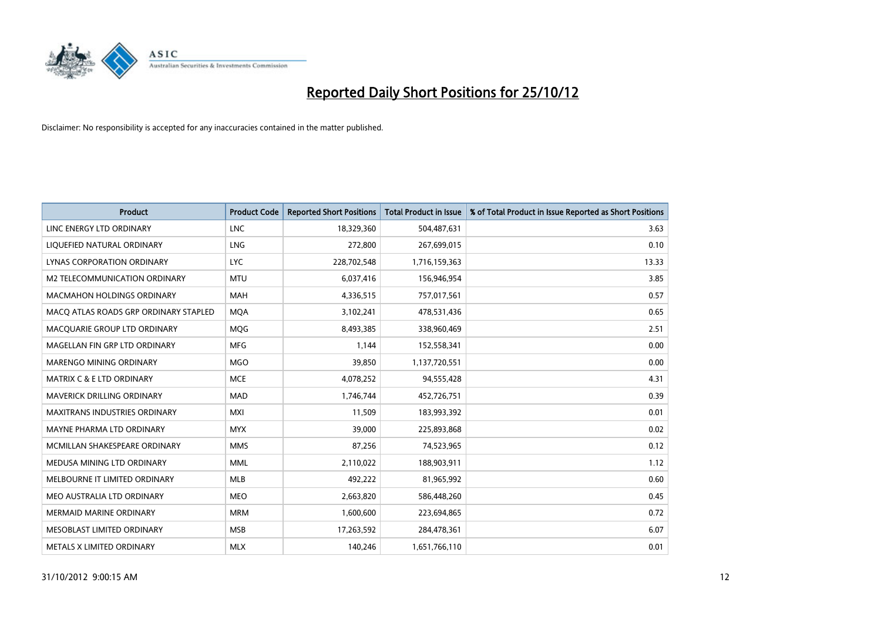# Reported Daily Short Positions for 25/10/12

Disclaimer: No responsibility is accepted for any inaccuracies contained in the matter published.

| Product | Product Code | Reported Short Positions | Total Product in Issue | % of Total Product in Issue Reported as Short Positions |
|---|---|---|---|---|
| LINC ENERGY LTD ORDINARY | LNC | 18,329,360 | 504,487,631 | 3.63 |
| LIQUEFIED NATURAL ORDINARY | LNG | 272,800 | 267,699,015 | 0.10 |
| LYNAS CORPORATION ORDINARY | LYC | 228,702,548 | 1,716,159,363 | 13.33 |
| M2 TELECOMMUNICATION ORDINARY | MTU | 6,037,416 | 156,946,954 | 3.85 |
| MACMAHON HOLDINGS ORDINARY | MAH | 4,336,515 | 757,017,561 | 0.57 |
| MACQ ATLAS ROADS GRP ORDINARY STAPLED | MQA | 3,102,241 | 478,531,436 | 0.65 |
| MACQUARIE GROUP LTD ORDINARY | MQG | 8,493,385 | 338,960,469 | 2.51 |
| MAGELLAN FIN GRP LTD ORDINARY | MFG | 1,144 | 152,558,341 | 0.00 |
| MARENGO MINING ORDINARY | MGO | 39,850 | 1,137,720,551 | 0.00 |
| MATRIX C & E LTD ORDINARY | MCE | 4,078,252 | 94,555,428 | 4.31 |
| MAVERICK DRILLING ORDINARY | MAD | 1,746,744 | 452,726,751 | 0.39 |
| MAXITRANS INDUSTRIES ORDINARY | MXI | 11,509 | 183,993,392 | 0.01 |
| MAYNE PHARMA LTD ORDINARY | MYX | 39,000 | 225,893,868 | 0.02 |
| MCMILLAN SHAKESPEARE ORDINARY | MMS | 87,256 | 74,523,965 | 0.12 |
| MEDUSA MINING LTD ORDINARY | MML | 2,110,022 | 188,903,911 | 1.12 |
| MELBOURNE IT LIMITED ORDINARY | MLB | 492,222 | 81,965,992 | 0.60 |
| MEO AUSTRALIA LTD ORDINARY | MEO | 2,663,820 | 586,448,260 | 0.45 |
| MERMAID MARINE ORDINARY | MRM | 1,600,600 | 223,694,865 | 0.72 |
| MESOBLAST LIMITED ORDINARY | MSB | 17,263,592 | 284,478,361 | 6.07 |
| METALS X LIMITED ORDINARY | MLX | 140,246 | 1,651,766,110 | 0.01 |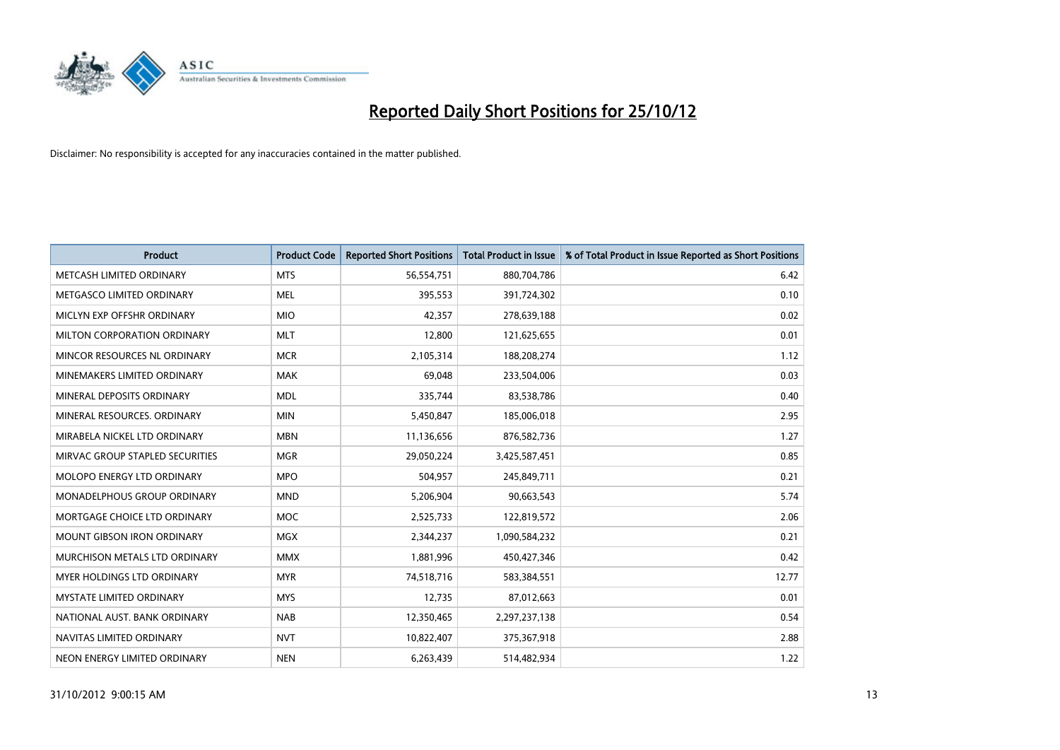# Reported Daily Short Positions for 25/10/12

Disclaimer: No responsibility is accepted for any inaccuracies contained in the matter published.

| Product | Product Code | Reported Short Positions | Total Product in Issue | % of Total Product in Issue Reported as Short Positions |
|---|---|---|---|---|
| METCASH LIMITED ORDINARY | MTS | 56,554,751 | 880,704,786 | 6.42 |
| METGASCO LIMITED ORDINARY | MEL | 395,553 | 391,724,302 | 0.10 |
| MICLYN EXP OFFSHR ORDINARY | MIO | 42,357 | 278,639,188 | 0.02 |
| MILTON CORPORATION ORDINARY | MLT | 12,800 | 121,625,655 | 0.01 |
| MINCOR RESOURCES NL ORDINARY | MCR | 2,105,314 | 188,208,274 | 1.12 |
| MINEMAKERS LIMITED ORDINARY | MAK | 69,048 | 233,504,006 | 0.03 |
| MINERAL DEPOSITS ORDINARY | MDL | 335,744 | 83,538,786 | 0.40 |
| MINERAL RESOURCES. ORDINARY | MIN | 5,450,847 | 185,006,018 | 2.95 |
| MIRABELA NICKEL LTD ORDINARY | MBN | 11,136,656 | 876,582,736 | 1.27 |
| MIRVAC GROUP STAPLED SECURITIES | MGR | 29,050,224 | 3,425,587,451 | 0.85 |
| MOLOPO ENERGY LTD ORDINARY | MPO | 504,957 | 245,849,711 | 0.21 |
| MONADELPHOUS GROUP ORDINARY | MND | 5,206,904 | 90,663,543 | 5.74 |
| MORTGAGE CHOICE LTD ORDINARY | MOC | 2,525,733 | 122,819,572 | 2.06 |
| MOUNT GIBSON IRON ORDINARY | MGX | 2,344,237 | 1,090,584,232 | 0.21 |
| MURCHISON METALS LTD ORDINARY | MMX | 1,881,996 | 450,427,346 | 0.42 |
| MYER HOLDINGS LTD ORDINARY | MYR | 74,518,716 | 583,384,551 | 12.77 |
| MYSTATE LIMITED ORDINARY | MYS | 12,735 | 87,012,663 | 0.01 |
| NATIONAL AUST. BANK ORDINARY | NAB | 12,350,465 | 2,297,237,138 | 0.54 |
| NAVITAS LIMITED ORDINARY | NVT | 10,822,407 | 375,367,918 | 2.88 |
| NEON ENERGY LIMITED ORDINARY | NEN | 6,263,439 | 514,482,934 | 1.22 |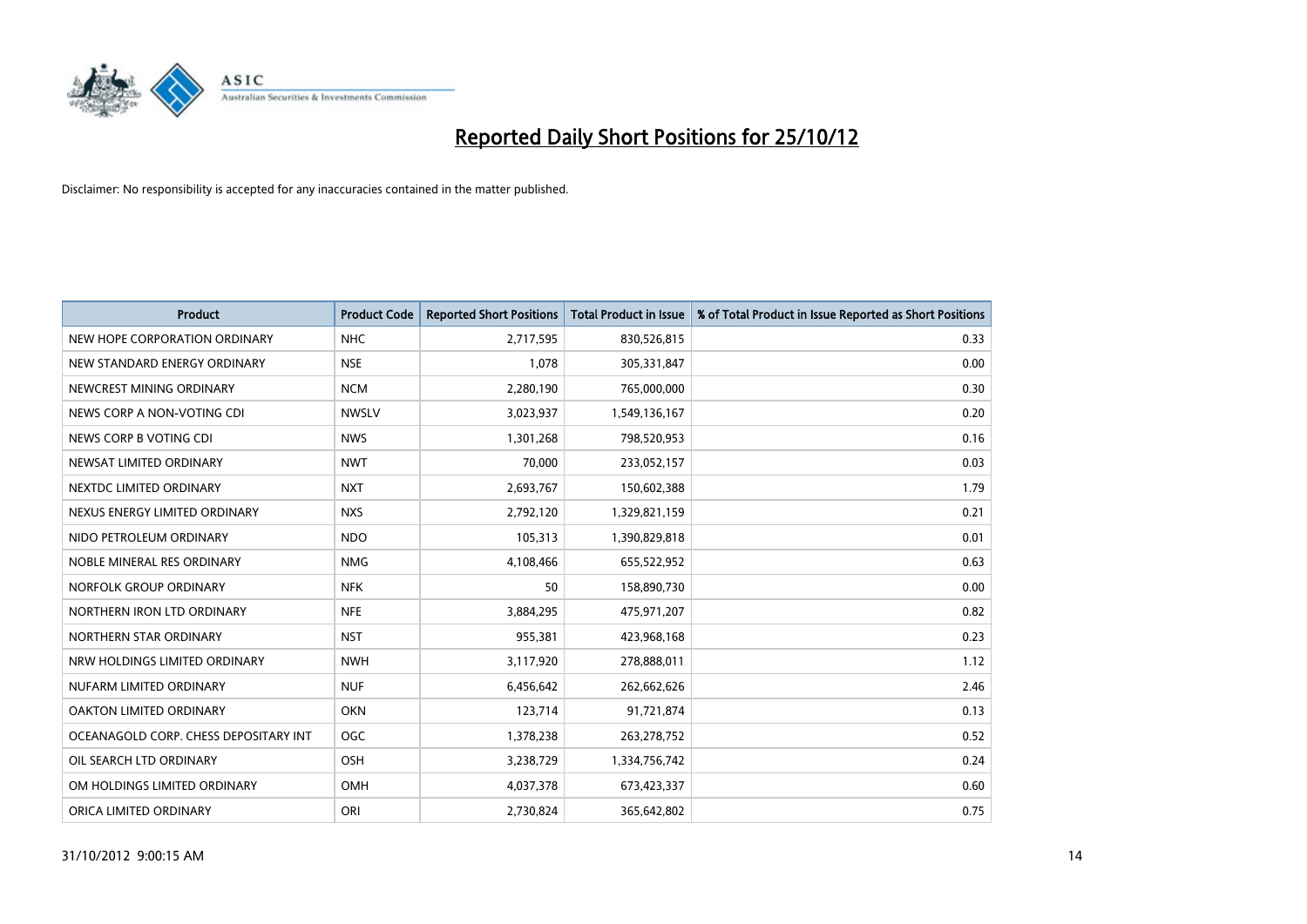# Reported Daily Short Positions for 25/10/12

Disclaimer: No responsibility is accepted for any inaccuracies contained in the matter published.

| Product | Product Code | Reported Short Positions | Total Product in Issue | % of Total Product in Issue Reported as Short Positions |
|---|---|---|---|---|
| NEW HOPE CORPORATION ORDINARY | NHC | 2,717,595 | 830,526,815 | 0.33 |
| NEW STANDARD ENERGY ORDINARY | NSE | 1,078 | 305,331,847 | 0.00 |
| NEWCREST MINING ORDINARY | NCM | 2,280,190 | 765,000,000 | 0.30 |
| NEWS CORP A NON-VOTING CDI | NWSLV | 3,023,937 | 1,549,136,167 | 0.20 |
| NEWS CORP B VOTING CDI | NWS | 1,301,268 | 798,520,953 | 0.16 |
| NEWSAT LIMITED ORDINARY | NWT | 70,000 | 233,052,157 | 0.03 |
| NEXTDC LIMITED ORDINARY | NXT | 2,693,767 | 150,602,388 | 1.79 |
| NEXUS ENERGY LIMITED ORDINARY | NXS | 2,792,120 | 1,329,821,159 | 0.21 |
| NIDO PETROLEUM ORDINARY | NDO | 105,313 | 1,390,829,818 | 0.01 |
| NOBLE MINERAL RES ORDINARY | NMG | 4,108,466 | 655,522,952 | 0.63 |
| NORFOLK GROUP ORDINARY | NFK | 50 | 158,890,730 | 0.00 |
| NORTHERN IRON LTD ORDINARY | NFE | 3,884,295 | 475,971,207 | 0.82 |
| NORTHERN STAR ORDINARY | NST | 955,381 | 423,968,168 | 0.23 |
| NRW HOLDINGS LIMITED ORDINARY | NWH | 3,117,920 | 278,888,011 | 1.12 |
| NUFARM LIMITED ORDINARY | NUF | 6,456,642 | 262,662,626 | 2.46 |
| OAKTON LIMITED ORDINARY | OKN | 123,714 | 91,721,874 | 0.13 |
| OCEANAGOLD CORP. CHESS DEPOSITARY INT | OGC | 1,378,238 | 263,278,752 | 0.52 |
| OIL SEARCH LTD ORDINARY | OSH | 3,238,729 | 1,334,756,742 | 0.24 |
| OM HOLDINGS LIMITED ORDINARY | OMH | 4,037,378 | 673,423,337 | 0.60 |
| ORICA LIMITED ORDINARY | ORI | 2,730,824 | 365,642,802 | 0.75 |

31/10/2012 9:00:15 AM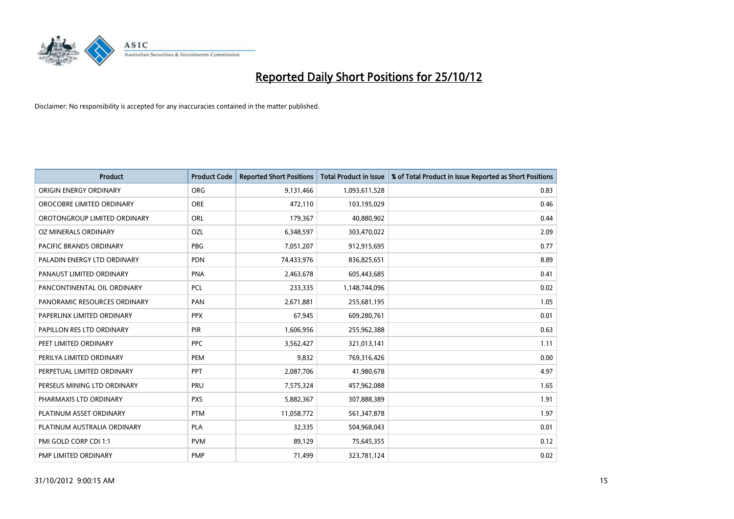# Reported Daily Short Positions for 25/10/12

Disclaimer: No responsibility is accepted for any inaccuracies contained in the matter published.

| Product | Product Code | Reported Short Positions | Total Product in Issue | % of Total Product in Issue Reported as Short Positions |
|---|---|---|---|---|
| ORIGIN ENERGY ORDINARY | ORG | 9,131,466 | 1,093,611,528 | 0.83 |
| OROCOBRE LIMITED ORDINARY | ORE | 472,110 | 103,195,029 | 0.46 |
| OROTONGROUP LIMITED ORDINARY | ORL | 179,367 | 40,880,902 | 0.44 |
| OZ MINERALS ORDINARY | OZL | 6,348,597 | 303,470,022 | 2.09 |
| PACIFIC BRANDS ORDINARY | PBG | 7,051,207 | 912,915,695 | 0.77 |
| PALADIN ENERGY LTD ORDINARY | PDN | 74,433,976 | 836,825,651 | 8.89 |
| PANAUST LIMITED ORDINARY | PNA | 2,463,678 | 605,443,685 | 0.41 |
| PANCONTINENTAL OIL ORDINARY | PCL | 233,335 | 1,148,744,096 | 0.02 |
| PANORAMIC RESOURCES ORDINARY | PAN | 2,671,881 | 255,681,195 | 1.05 |
| PAPERLINX LIMITED ORDINARY | PPX | 67,945 | 609,280,761 | 0.01 |
| PAPILLON RES LTD ORDINARY | PIR | 1,606,956 | 255,962,388 | 0.63 |
| PEET LIMITED ORDINARY | PPC | 3,562,427 | 321,013,141 | 1.11 |
| PERILYA LIMITED ORDINARY | PEM | 9,832 | 769,316,426 | 0.00 |
| PERPETUAL LIMITED ORDINARY | PPT | 2,087,706 | 41,980,678 | 4.97 |
| PERSEUS MINING LTD ORDINARY | PRU | 7,575,324 | 457,962,088 | 1.65 |
| PHARMAXIS LTD ORDINARY | PXS | 5,882,367 | 307,888,389 | 1.91 |
| PLATINUM ASSET ORDINARY | PTM | 11,058,772 | 561,347,878 | 1.97 |
| PLATINUM AUSTRALIA ORDINARY | PLA | 32,335 | 504,968,043 | 0.01 |
| PMI GOLD CORP CDI 1:1 | PVM | 89,129 | 75,645,355 | 0.12 |
| PMP LIMITED ORDINARY | PMP | 71,499 | 323,781,124 | 0.02 |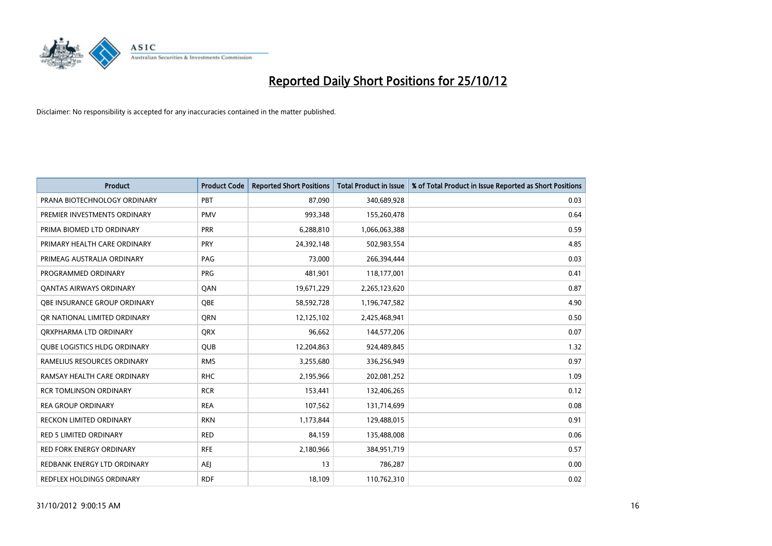# Reported Daily Short Positions for 25/10/12

Disclaimer: No responsibility is accepted for any inaccuracies contained in the matter published.

| Product | Product Code | Reported Short Positions | Total Product in Issue | % of Total Product in Issue Reported as Short Positions |
|---|---|---|---|---|
| PRANA BIOTECHNOLOGY ORDINARY | PBT | 87,090 | 340,689,928 | 0.03 |
| PREMIER INVESTMENTS ORDINARY | PMV | 993,348 | 155,260,478 | 0.64 |
| PRIMA BIOMED LTD ORDINARY | PRR | 6,288,810 | 1,066,063,388 | 0.59 |
| PRIMARY HEALTH CARE ORDINARY | PRY | 24,392,148 | 502,983,554 | 4.85 |
| PRIMEAG AUSTRALIA ORDINARY | PAG | 73,000 | 266,394,444 | 0.03 |
| PROGRAMMED ORDINARY | PRG | 481,901 | 118,177,001 | 0.41 |
| QANTAS AIRWAYS ORDINARY | QAN | 19,671,229 | 2,265,123,620 | 0.87 |
| QBE INSURANCE GROUP ORDINARY | QBE | 58,592,728 | 1,196,747,582 | 4.90 |
| QR NATIONAL LIMITED ORDINARY | QRN | 12,125,102 | 2,425,468,941 | 0.50 |
| QRXPHARMA LTD ORDINARY | QRX | 96,662 | 144,577,206 | 0.07 |
| QUBE LOGISTICS HLDG ORDINARY | QUB | 12,204,863 | 924,489,845 | 1.32 |
| RAMELIUS RESOURCES ORDINARY | RMS | 3,255,680 | 336,256,949 | 0.97 |
| RAMSAY HEALTH CARE ORDINARY | RHC | 2,195,966 | 202,081,252 | 1.09 |
| RCR TOMLINSON ORDINARY | RCR | 153,441 | 132,406,265 | 0.12 |
| REA GROUP ORDINARY | REA | 107,562 | 131,714,699 | 0.08 |
| RECKON LIMITED ORDINARY | RKN | 1,173,844 | 129,488,015 | 0.91 |
| RED 5 LIMITED ORDINARY | RED | 84,159 | 135,488,008 | 0.06 |
| RED FORK ENERGY ORDINARY | RFE | 2,180,966 | 384,951,719 | 0.57 |
| REDBANK ENERGY LTD ORDINARY | AEJ | 13 | 786,287 | 0.00 |
| REDFLEX HOLDINGS ORDINARY | RDF | 18,109 | 110,762,310 | 0.02 |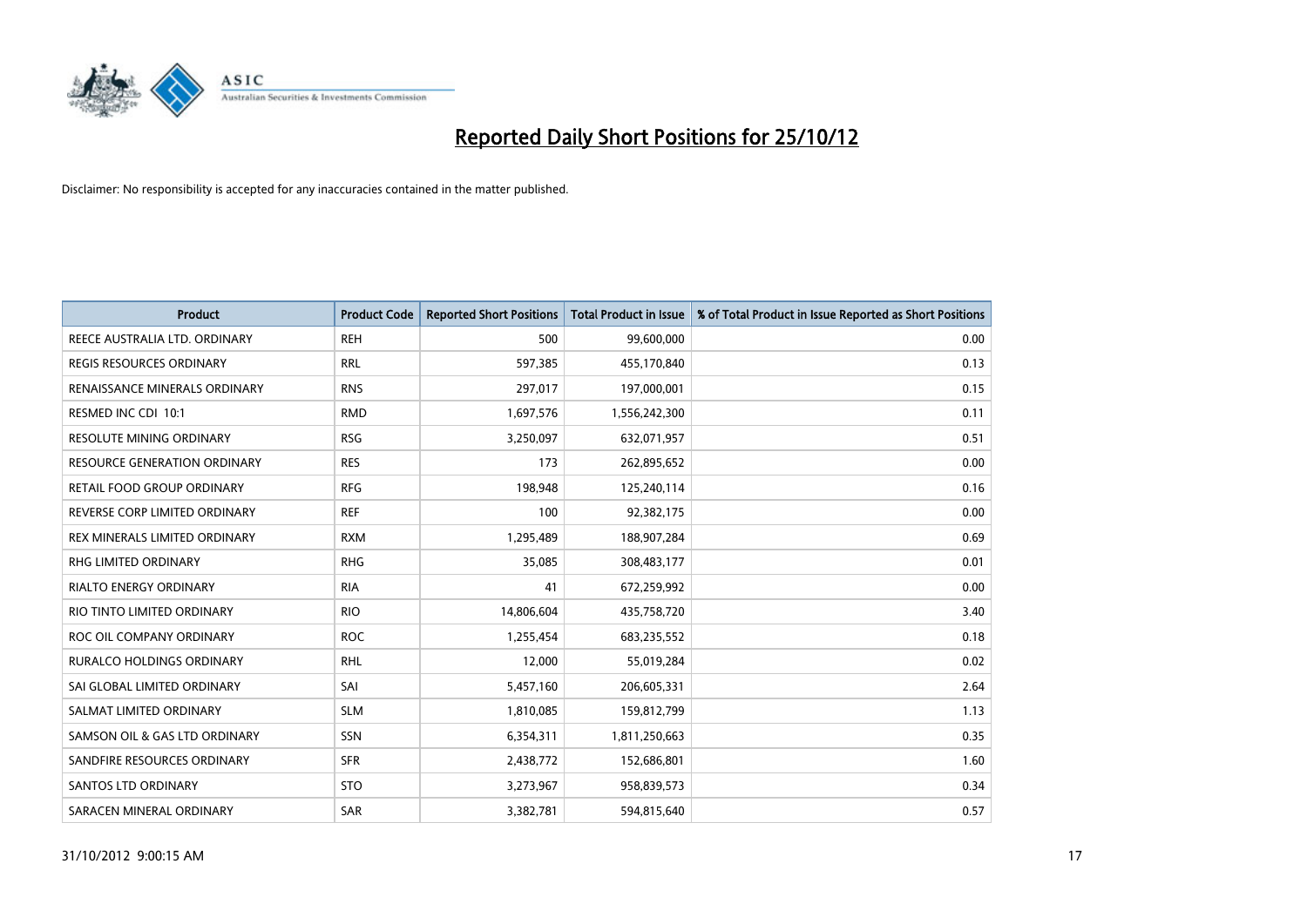# Reported Daily Short Positions for 25/10/12

Disclaimer: No responsibility is accepted for any inaccuracies contained in the matter published.

| Product | Product Code | Reported Short Positions | Total Product in Issue | % of Total Product in Issue Reported as Short Positions |
|---|---|---|---|---|
| REECE AUSTRALIA LTD. ORDINARY | REH | 500 | 99,600,000 | 0.00 |
| REGIS RESOURCES ORDINARY | RRL | 597,385 | 455,170,840 | 0.13 |
| RENAISSANCE MINERALS ORDINARY | RNS | 297,017 | 197,000,001 | 0.15 |
| RESMED INC CDI 10:1 | RMD | 1,697,576 | 1,556,242,300 | 0.11 |
| RESOLUTE MINING ORDINARY | RSG | 3,250,097 | 632,071,957 | 0.51 |
| RESOURCE GENERATION ORDINARY | RES | 173 | 262,895,652 | 0.00 |
| RETAIL FOOD GROUP ORDINARY | RFG | 198,948 | 125,240,114 | 0.16 |
| REVERSE CORP LIMITED ORDINARY | REF | 100 | 92,382,175 | 0.00 |
| REX MINERALS LIMITED ORDINARY | RXM | 1,295,489 | 188,907,284 | 0.69 |
| RHG LIMITED ORDINARY | RHG | 35,085 | 308,483,177 | 0.01 |
| RIALTO ENERGY ORDINARY | RIA | 41 | 672,259,992 | 0.00 |
| RIO TINTO LIMITED ORDINARY | RIO | 14,806,604 | 435,758,720 | 3.40 |
| ROC OIL COMPANY ORDINARY | ROC | 1,255,454 | 683,235,552 | 0.18 |
| RURALCO HOLDINGS ORDINARY | RHL | 12,000 | 55,019,284 | 0.02 |
| SAI GLOBAL LIMITED ORDINARY | SAI | 5,457,160 | 206,605,331 | 2.64 |
| SALMAT LIMITED ORDINARY | SLM | 1,810,085 | 159,812,799 | 1.13 |
| SAMSON OIL & GAS LTD ORDINARY | SSN | 6,354,311 | 1,811,250,663 | 0.35 |
| SANDFIRE RESOURCES ORDINARY | SFR | 2,438,772 | 152,686,801 | 1.60 |
| SANTOS LTD ORDINARY | STO | 3,273,967 | 958,839,573 | 0.34 |
| SARACEN MINERAL ORDINARY | SAR | 3,382,781 | 594,815,640 | 0.57 |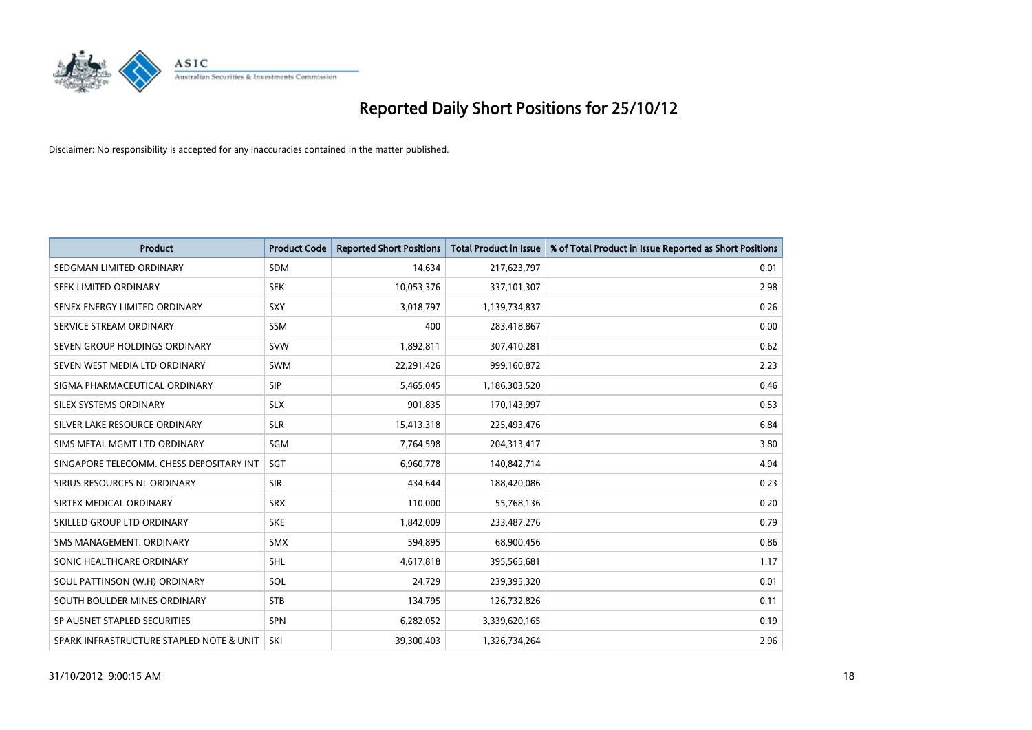# Reported Daily Short Positions for 25/10/12

Disclaimer: No responsibility is accepted for any inaccuracies contained in the matter published.

| Product | Product Code | Reported Short Positions | Total Product in Issue | % of Total Product in Issue Reported as Short Positions |
|---|---|---|---|---|
| SEDGMAN LIMITED ORDINARY | SDM | 14,634 | 217,623,797 | 0.01 |
| SEEK LIMITED ORDINARY | SEK | 10,053,376 | 337,101,307 | 2.98 |
| SENEX ENERGY LIMITED ORDINARY | SXY | 3,018,797 | 1,139,734,837 | 0.26 |
| SERVICE STREAM ORDINARY | SSM | 400 | 283,418,867 | 0.00 |
| SEVEN GROUP HOLDINGS ORDINARY | SVW | 1,892,811 | 307,410,281 | 0.62 |
| SEVEN WEST MEDIA LTD ORDINARY | SWM | 22,291,426 | 999,160,872 | 2.23 |
| SIGMA PHARMACEUTICAL ORDINARY | SIP | 5,465,045 | 1,186,303,520 | 0.46 |
| SILEX SYSTEMS ORDINARY | SLX | 901,835 | 170,143,997 | 0.53 |
| SILVER LAKE RESOURCE ORDINARY | SLR | 15,413,318 | 225,493,476 | 6.84 |
| SIMS METAL MGMT LTD ORDINARY | SGM | 7,764,598 | 204,313,417 | 3.80 |
| SINGAPORE TELECOMM. CHESS DEPOSITARY INT | SGT | 6,960,778 | 140,842,714 | 4.94 |
| SIRIUS RESOURCES NL ORDINARY | SIR | 434,644 | 188,420,086 | 0.23 |
| SIRTEX MEDICAL ORDINARY | SRX | 110,000 | 55,768,136 | 0.20 |
| SKILLED GROUP LTD ORDINARY | SKE | 1,842,009 | 233,487,276 | 0.79 |
| SMS MANAGEMENT. ORDINARY | SMX | 594,895 | 68,900,456 | 0.86 |
| SONIC HEALTHCARE ORDINARY | SHL | 4,617,818 | 395,565,681 | 1.17 |
| SOUL PATTINSON (W.H) ORDINARY | SOL | 24,729 | 239,395,320 | 0.01 |
| SOUTH BOULDER MINES ORDINARY | STB | 134,795 | 126,732,826 | 0.11 |
| SP AUSNET STAPLED SECURITIES | SPN | 6,282,052 | 3,339,620,165 | 0.19 |
| SPARK INFRASTRUCTURE STAPLED NOTE & UNIT | SKI | 39,300,403 | 1,326,734,264 | 2.96 |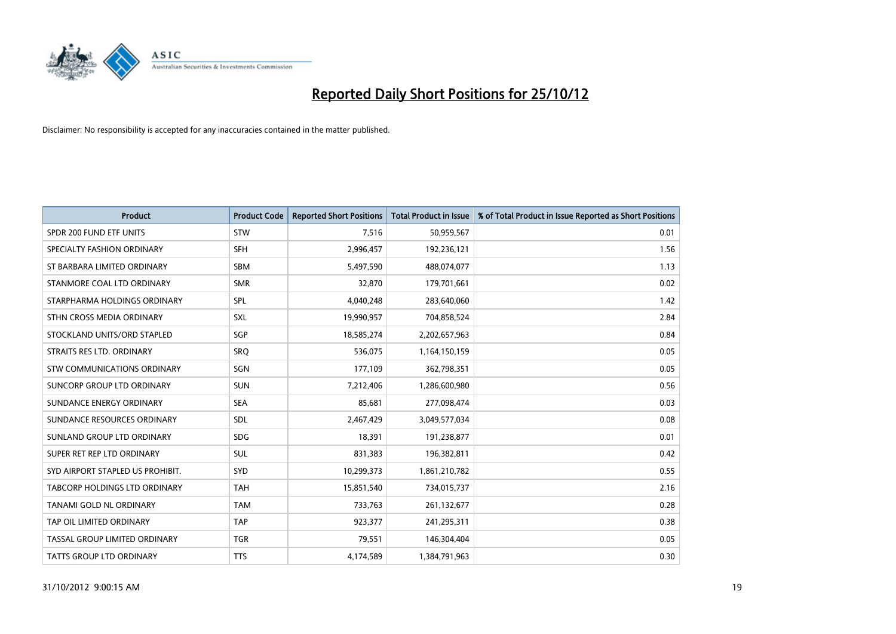# Reported Daily Short Positions for 25/10/12

Disclaimer: No responsibility is accepted for any inaccuracies contained in the matter published.

| Product | Product Code | Reported Short Positions | Total Product in Issue | % of Total Product in Issue Reported as Short Positions |
|---|---|---|---|---|
| SPDR 200 FUND ETF UNITS | STW | 7,516 | 50,959,567 | 0.01 |
| SPECIALTY FASHION ORDINARY | SFH | 2,996,457 | 192,236,121 | 1.56 |
| ST BARBARA LIMITED ORDINARY | SBM | 5,497,590 | 488,074,077 | 1.13 |
| STANMORE COAL LTD ORDINARY | SMR | 32,870 | 179,701,661 | 0.02 |
| STARPHARMA HOLDINGS ORDINARY | SPL | 4,040,248 | 283,640,060 | 1.42 |
| STHN CROSS MEDIA ORDINARY | SXL | 19,990,957 | 704,858,524 | 2.84 |
| STOCKLAND UNITS/ORD STAPLED | SGP | 18,585,274 | 2,202,657,963 | 0.84 |
| STRAITS RES LTD. ORDINARY | SRQ | 536,075 | 1,164,150,159 | 0.05 |
| STW COMMUNICATIONS ORDINARY | SGN | 177,109 | 362,798,351 | 0.05 |
| SUNCORP GROUP LTD ORDINARY | SUN | 7,212,406 | 1,286,600,980 | 0.56 |
| SUNDANCE ENERGY ORDINARY | SEA | 85,681 | 277,098,474 | 0.03 |
| SUNDANCE RESOURCES ORDINARY | SDL | 2,467,429 | 3,049,577,034 | 0.08 |
| SUNLAND GROUP LTD ORDINARY | SDG | 18,391 | 191,238,877 | 0.01 |
| SUPER RET REP LTD ORDINARY | SUL | 831,383 | 196,382,811 | 0.42 |
| SYD AIRPORT STAPLED US PROHIBIT. | SYD | 10,299,373 | 1,861,210,782 | 0.55 |
| TABCORP HOLDINGS LTD ORDINARY | TAH | 15,851,540 | 734,015,737 | 2.16 |
| TANAMI GOLD NL ORDINARY | TAM | 733,763 | 261,132,677 | 0.28 |
| TAP OIL LIMITED ORDINARY | TAP | 923,377 | 241,295,311 | 0.38 |
| TASSAL GROUP LIMITED ORDINARY | TGR | 79,551 | 146,304,404 | 0.05 |
| TATTS GROUP LTD ORDINARY | TTS | 4,174,589 | 1,384,791,963 | 0.30 |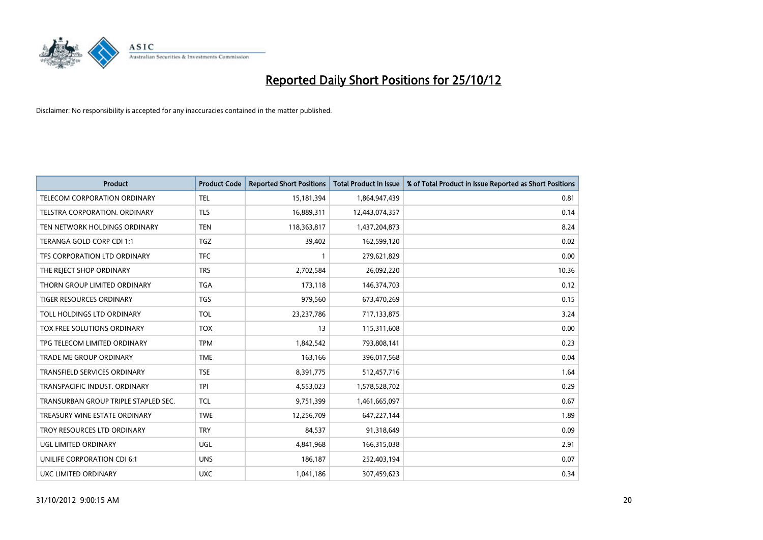# Reported Daily Short Positions for 25/10/12

Disclaimer: No responsibility is accepted for any inaccuracies contained in the matter published.

| Product | Product Code | Reported Short Positions | Total Product in Issue | % of Total Product in Issue Reported as Short Positions |
| --- | --- | --- | --- | --- |
| TELECOM CORPORATION ORDINARY | TEL | 15,181,394 | 1,864,947,439 | 0.81 |
| TELSTRA CORPORATION. ORDINARY | TLS | 16,889,311 | 12,443,074,357 | 0.14 |
| TEN NETWORK HOLDINGS ORDINARY | TEN | 118,363,817 | 1,437,204,873 | 8.24 |
| TERANGA GOLD CORP CDI 1:1 | TGZ | 39,402 | 162,599,120 | 0.02 |
| TFS CORPORATION LTD ORDINARY | TFC | 1 | 279,621,829 | 0.00 |
| THE REJECT SHOP ORDINARY | TRS | 2,702,584 | 26,092,220 | 10.36 |
| THORN GROUP LIMITED ORDINARY | TGA | 173,118 | 146,374,703 | 0.12 |
| TIGER RESOURCES ORDINARY | TGS | 979,560 | 673,470,269 | 0.15 |
| TOLL HOLDINGS LTD ORDINARY | TOL | 23,237,786 | 717,133,875 | 3.24 |
| TOX FREE SOLUTIONS ORDINARY | TOX | 13 | 115,311,608 | 0.00 |
| TPG TELECOM LIMITED ORDINARY | TPM | 1,842,542 | 793,808,141 | 0.23 |
| TRADE ME GROUP ORDINARY | TME | 163,166 | 396,017,568 | 0.04 |
| TRANSFIELD SERVICES ORDINARY | TSE | 8,391,775 | 512,457,716 | 1.64 |
| TRANSPACIFIC INDUST. ORDINARY | TPI | 4,553,023 | 1,578,528,702 | 0.29 |
| TRANSURBAN GROUP TRIPLE STAPLED SEC. | TCL | 9,751,399 | 1,461,665,097 | 0.67 |
| TREASURY WINE ESTATE ORDINARY | TWE | 12,256,709 | 647,227,144 | 1.89 |
| TROY RESOURCES LTD ORDINARY | TRY | 84,537 | 91,318,649 | 0.09 |
| UGL LIMITED ORDINARY | UGL | 4,841,968 | 166,315,038 | 2.91 |
| UNILIFE CORPORATION CDI 6:1 | UNS | 186,187 | 252,403,194 | 0.07 |
| UXC LIMITED ORDINARY | UXC | 1,041,186 | 307,459,623 | 0.34 |

31/10/2012 9:00:15 AM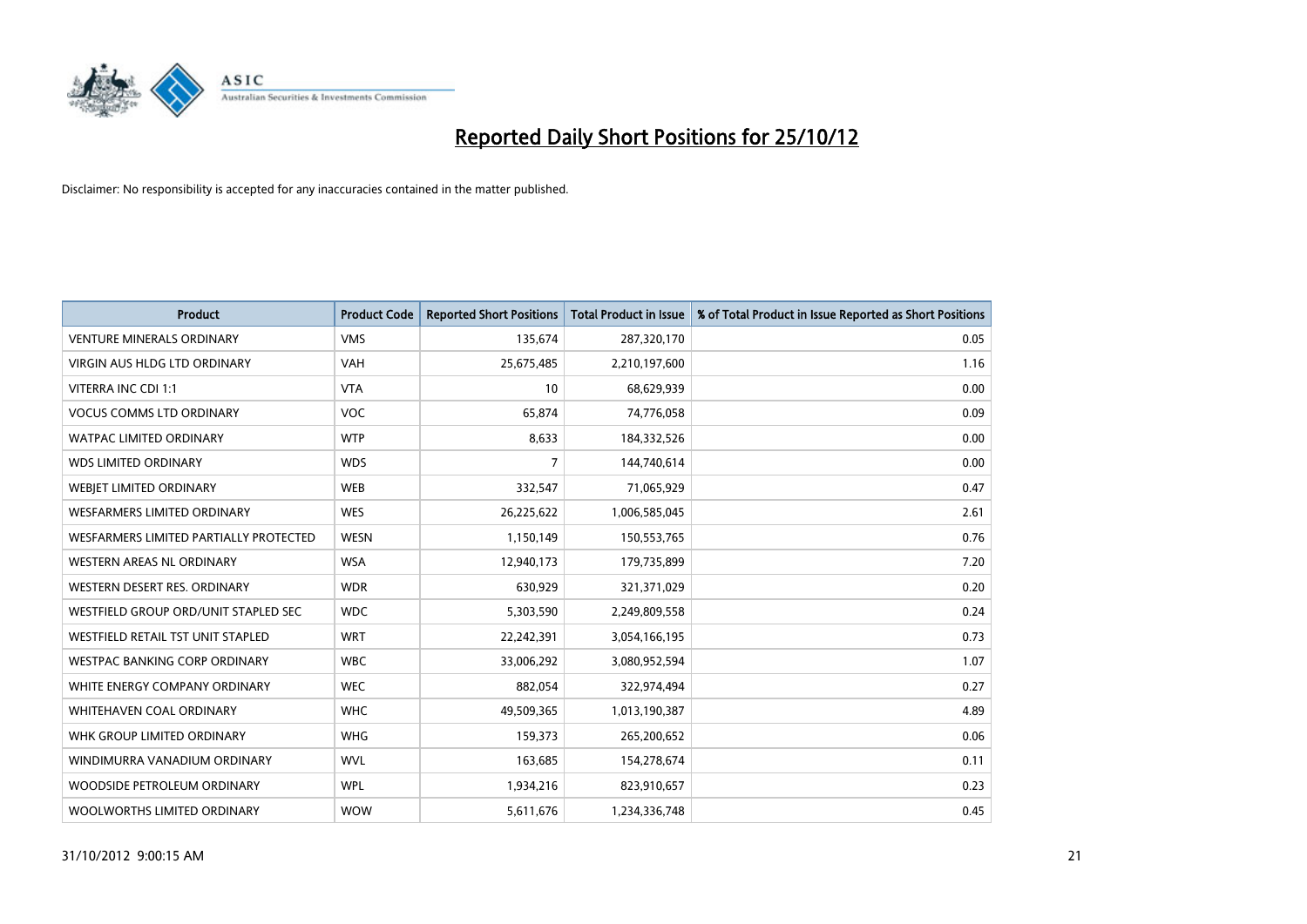# Reported Daily Short Positions for 25/10/12

Disclaimer: No responsibility is accepted for any inaccuracies contained in the matter published.

| Product | Product Code | Reported Short Positions | Total Product in Issue | % of Total Product in Issue Reported as Short Positions |
|---|---|---|---|---|
| VENTURE MINERALS ORDINARY | VMS | 135,674 | 287,320,170 | 0.05 |
| VIRGIN AUS HLDG LTD ORDINARY | VAH | 25,675,485 | 2,210,197,600 | 1.16 |
| VITERRA INC CDI 1:1 | VTA | 10 | 68,629,939 | 0.00 |
| VOCUS COMMS LTD ORDINARY | VOC | 65,874 | 74,776,058 | 0.09 |
| WATPAC LIMITED ORDINARY | WTP | 8,633 | 184,332,526 | 0.00 |
| WDS LIMITED ORDINARY | WDS | 7 | 144,740,614 | 0.00 |
| WEBJET LIMITED ORDINARY | WEB | 332,547 | 71,065,929 | 0.47 |
| WESFARMERS LIMITED ORDINARY | WES | 26,225,622 | 1,006,585,045 | 2.61 |
| WESFARMERS LIMITED PARTIALLY PROTECTED | WESN | 1,150,149 | 150,553,765 | 0.76 |
| WESTERN AREAS NL ORDINARY | WSA | 12,940,173 | 179,735,899 | 7.20 |
| WESTERN DESERT RES. ORDINARY | WDR | 630,929 | 321,371,029 | 0.20 |
| WESTFIELD GROUP ORD/UNIT STAPLED SEC | WDC | 5,303,590 | 2,249,809,558 | 0.24 |
| WESTFIELD RETAIL TST UNIT STAPLED | WRT | 22,242,391 | 3,054,166,195 | 0.73 |
| WESTPAC BANKING CORP ORDINARY | WBC | 33,006,292 | 3,080,952,594 | 1.07 |
| WHITE ENERGY COMPANY ORDINARY | WEC | 882,054 | 322,974,494 | 0.27 |
| WHITEHAVEN COAL ORDINARY | WHC | 49,509,365 | 1,013,190,387 | 4.89 |
| WHK GROUP LIMITED ORDINARY | WHG | 159,373 | 265,200,652 | 0.06 |
| WINDIMURRA VANADIUM ORDINARY | WVL | 163,685 | 154,278,674 | 0.11 |
| WOODSIDE PETROLEUM ORDINARY | WPL | 1,934,216 | 823,910,657 | 0.23 |
| WOOLWORTHS LIMITED ORDINARY | WOW | 5,611,676 | 1,234,336,748 | 0.45 |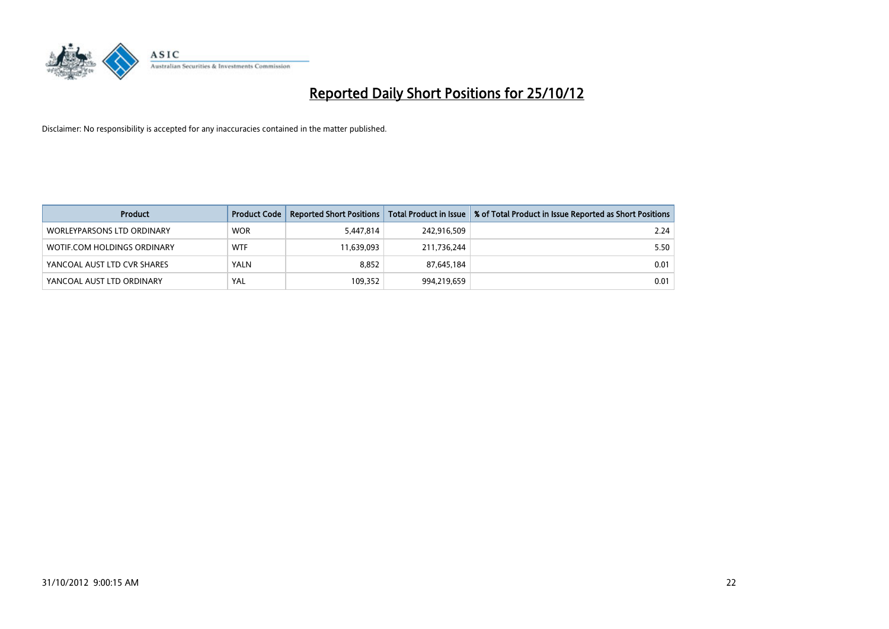# Reported Daily Short Positions for 25/10/12

Disclaimer: No responsibility is accepted for any inaccuracies contained in the matter published.

| Product | Product Code | Reported Short Positions | Total Product in Issue | % of Total Product in Issue Reported as Short Positions |
|---|---|---|---|---|
| WORLEYPARSONS LTD ORDINARY | WOR | 5,447,814 | 242,916,509 | 2.24 |
| WOTIF.COM HOLDINGS ORDINARY | WTF | 11,639,093 | 211,736,244 | 5.50 |
| YANCOAL AUST LTD CVR SHARES | YALN | 8,852 | 87,645,184 | 0.01 |
| YANCOAL AUST LTD ORDINARY | YAL | 109,352 | 994,219,659 | 0.01 |

31/10/2012 9:00:15 AM